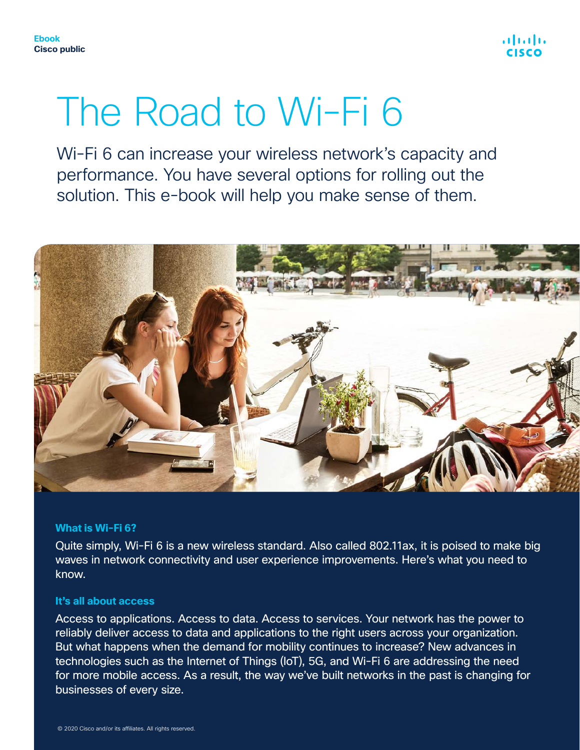Ebook
Cisco public

# The Road to Wi-Fi 6

Wi-Fi 6 can increase your wireless network's capacity and performance. You have several options for rolling out the solution. This e-book will help you make sense of them.

### What is Wi-Fi 6?

Quite simply, Wi-Fi 6 is a new wireless standard. Also called 802.11ax, it is poised to make big waves in network connectivity and user experience improvements. Here's what you need to know.

### It's all about access

Access to applications. Access to data. Access to services. Your network has the power to reliably deliver access to data and applications to the right users across your organization. But what happens when the demand for mobility continues to increase? New advances in technologies such as the Internet of Things (IoT), 5G, and Wi-Fi 6 are addressing the need for more mobile access. As a result, the way we've built networks in the past is changing for businesses of every size.

© 2020 Cisco and/or its affiliates. All rights reserved.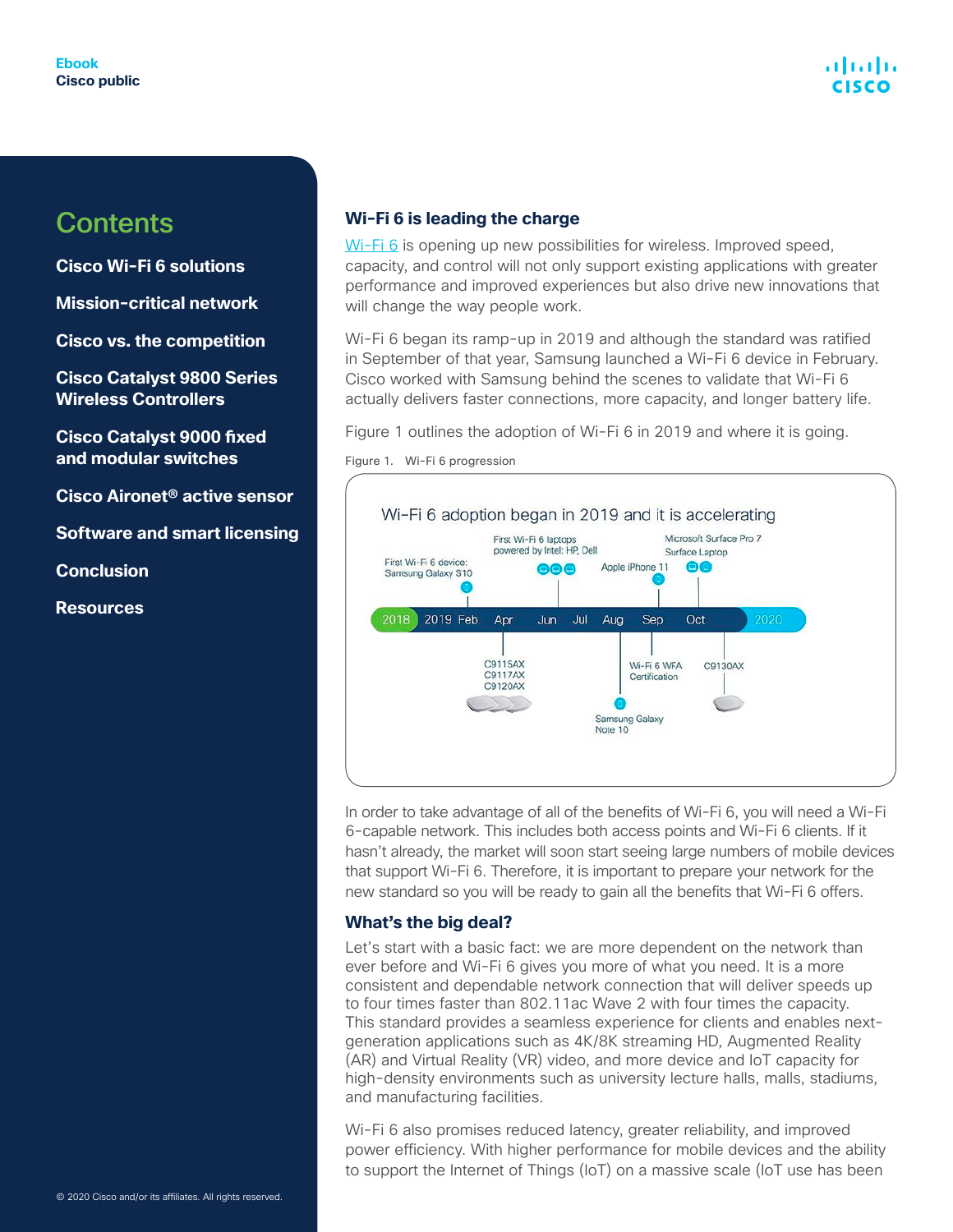Ebook
Cisco public

## Contents

**Cisco Wi-Fi 6 solutions**

**Mission-critical network**

**Cisco vs. the competition**

**Cisco Catalyst 9800 Series Wireless Controllers**

**Cisco Catalyst 9000 fixed and modular switches**

**Cisco Aironet® active sensor**

**Software and smart licensing**

**Conclusion**

**Resources**

## Wi-Fi 6 is leading the charge

Wi-Fi 6 is opening up new possibilities for wireless. Improved speed, capacity, and control will not only support existing applications with greater performance and improved experiences but also drive new innovations that will change the way people work.

Wi-Fi 6 began its ramp-up in 2019 and although the standard was ratified in September of that year, Samsung launched a Wi-Fi 6 device in February. Cisco worked with Samsung behind the scenes to validate that Wi-Fi 6 actually delivers faster connections, more capacity, and longer battery life.

Figure 1 outlines the adoption of Wi-Fi 6 in 2019 and where it is going.

Figure 1. Wi-Fi 6 progression

Wi-Fi 6 adoption began in 2019 and it is accelerating

2018 | 2019 Feb | Apr | Jun | Jul | Aug | Sep | Oct | 2020

- Feb: First Wi-Fi 6 device: Samsung Galaxy S10
- Apr: C9115AX, C9117AX, C9120AX
- Jun: First Wi-Fi 6 laptops powered by Intel: HP, Dell
- Aug: Samsung Galaxy Note 10
- Sep: Apple iPhone 11; Wi-Fi 6 WFA Certification
- Oct: Microsoft Surface Pro 7, Surface Laptop; C9130AX

In order to take advantage of all of the benefits of Wi-Fi 6, you will need a Wi-Fi 6-capable network. This includes both access points and Wi-Fi 6 clients. If it hasn't already, the market will soon start seeing large numbers of mobile devices that support Wi-Fi 6. Therefore, it is important to prepare your network for the new standard so you will be ready to gain all the benefits that Wi-Fi 6 offers.

### What's the big deal?

Let's start with a basic fact: we are more dependent on the network than ever before and Wi-Fi 6 gives you more of what you need. It is a more consistent and dependable network connection that will deliver speeds up to four times faster than 802.11ac Wave 2 with four times the capacity. This standard provides a seamless experience for clients and enables next-generation applications such as 4K/8K streaming HD, Augmented Reality (AR) and Virtual Reality (VR) video, and more device and IoT capacity for high-density environments such as university lecture halls, malls, stadiums, and manufacturing facilities.

Wi-Fi 6 also promises reduced latency, greater reliability, and improved power efficiency. With higher performance for mobile devices and the ability to support the Internet of Things (IoT) on a massive scale (IoT use has been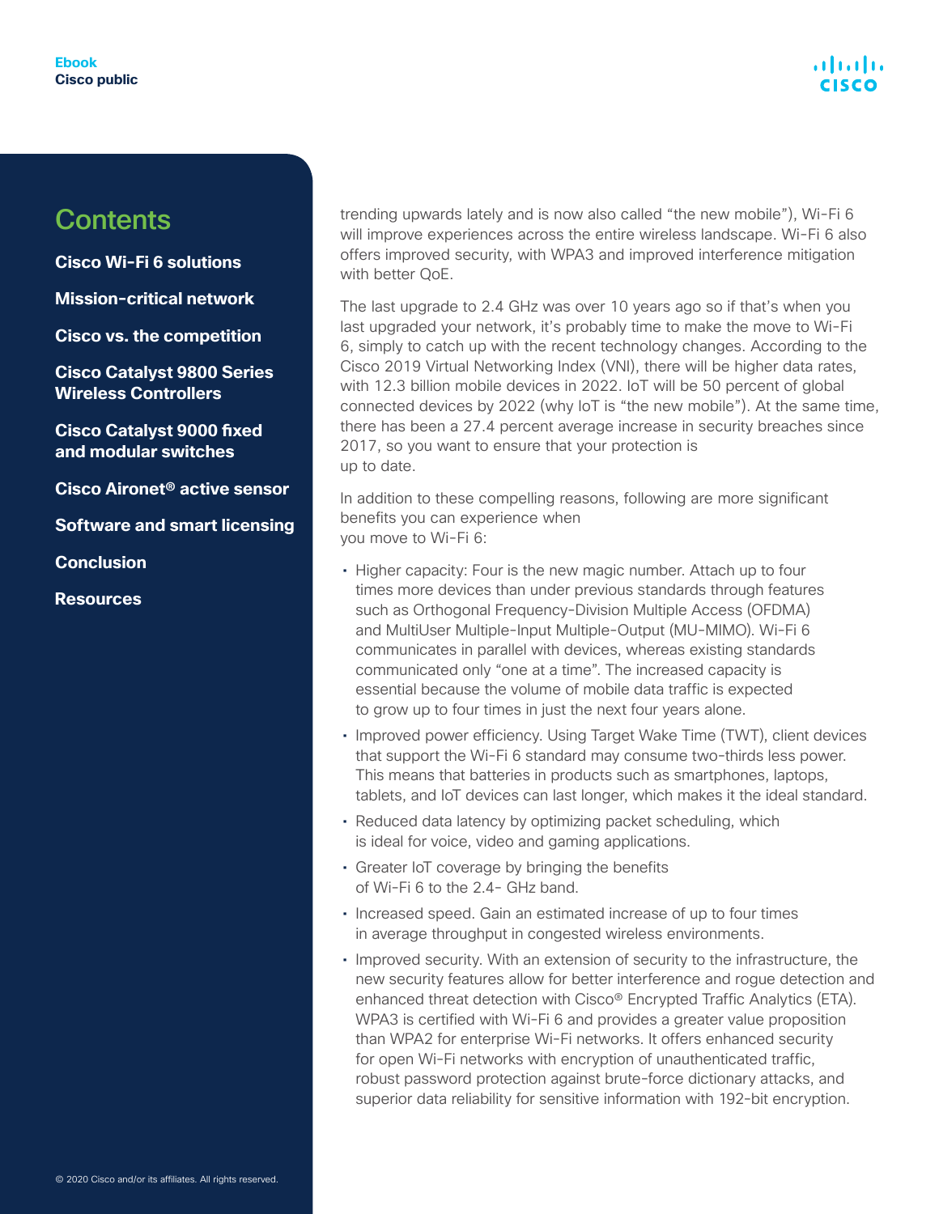trending upwards lately and is now also called “the new mobile”), Wi-Fi 6 will improve experiences across the entire wireless landscape. Wi-Fi 6 also offers improved security, with WPA3 and improved interference mitigation with better QoE.

The last upgrade to 2.4 GHz was over 10 years ago so if that’s when you last upgraded your network, it’s probably time to make the move to Wi-Fi 6, simply to catch up with the recent technology changes. According to the Cisco 2019 Virtual Networking Index (VNI), there will be higher data rates, with 12.3 billion mobile devices in 2022. IoT will be 50 percent of global connected devices by 2022 (why IoT is “the new mobile”). At the same time, there has been a 27.4 percent average increase in security breaches since 2017, so you want to ensure that your protection is up to date.

In addition to these compelling reasons, following are more significant benefits you can experience when you move to Wi-Fi 6:

- Higher capacity: Four is the new magic number. Attach up to four times more devices than under previous standards through features such as Orthogonal Frequency-Division Multiple Access (OFDMA) and MultiUser Multiple-Input Multiple-Output (MU-MIMO). Wi-Fi 6 communicates in parallel with devices, whereas existing standards communicated only “one at a time”. The increased capacity is essential because the volume of mobile data traffic is expected to grow up to four times in just the next four years alone.
- Improved power efficiency. Using Target Wake Time (TWT), client devices that support the Wi-Fi 6 standard may consume two-thirds less power. This means that batteries in products such as smartphones, laptops, tablets, and IoT devices can last longer, which makes it the ideal standard.
- Reduced data latency by optimizing packet scheduling, which is ideal for voice, video and gaming applications.
- Greater IoT coverage by bringing the benefits of Wi-Fi 6 to the 2.4- GHz band.
- Increased speed. Gain an estimated increase of up to four times in average throughput in congested wireless environments.
- Improved security. With an extension of security to the infrastructure, the new security features allow for better interference and rogue detection and enhanced threat detection with Cisco® Encrypted Traffic Analytics (ETA). WPA3 is certified with Wi-Fi 6 and provides a greater value proposition than WPA2 for enterprise Wi-Fi networks. It offers enhanced security for open Wi-Fi networks with encryption of unauthenticated traffic, robust password protection against brute-force dictionary attacks, and superior data reliability for sensitive information with 192-bit encryption.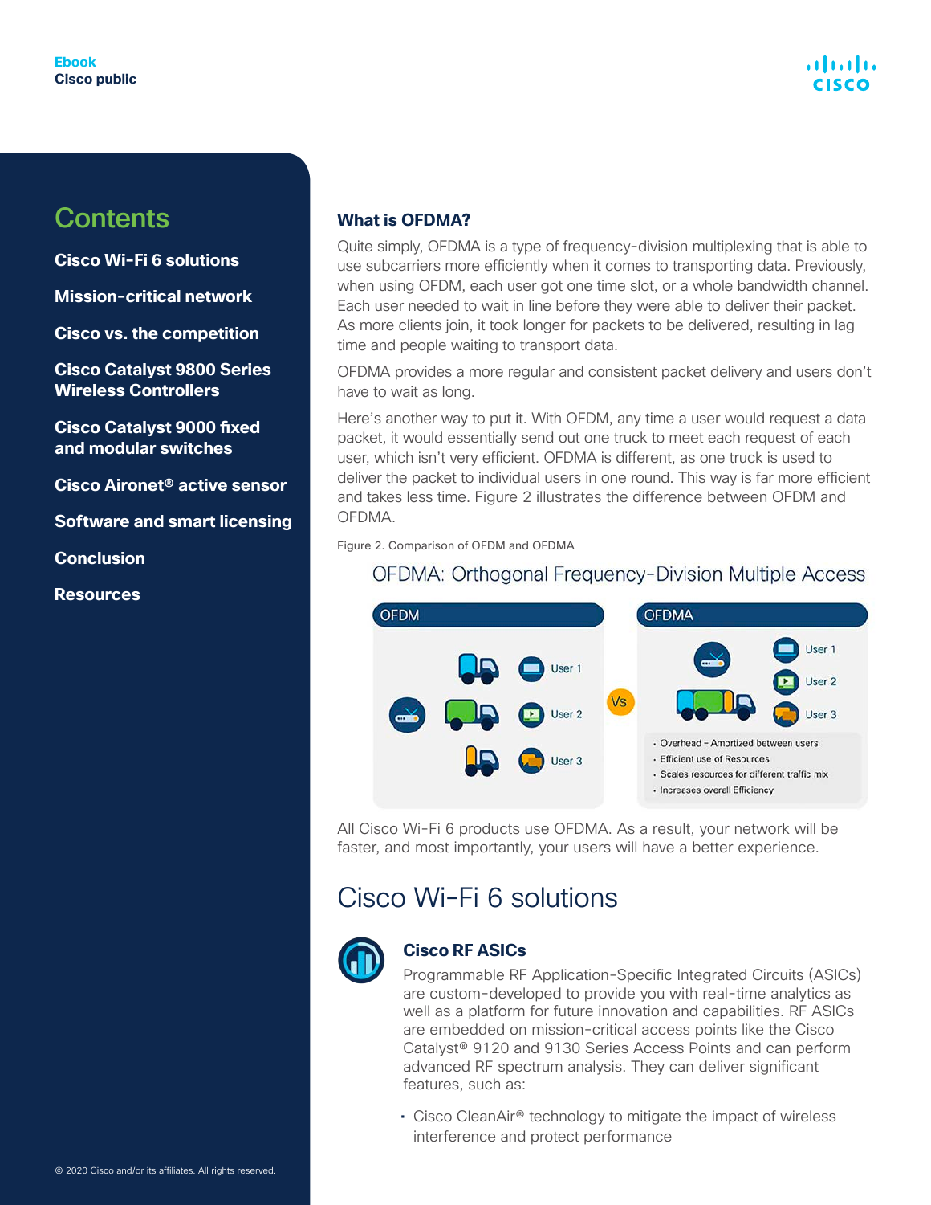## Contents

- Cisco Wi-Fi 6 solutions
- Mission-critical network
- Cisco vs. the competition
- Cisco Catalyst 9800 Series Wireless Controllers
- Cisco Catalyst 9000 fixed and modular switches
- Cisco Aironet® active sensor
- Software and smart licensing
- Conclusion
- Resources

### What is OFDMA?

Quite simply, OFDMA is a type of frequency-division multiplexing that is able to use subcarriers more efficiently when it comes to transporting data. Previously, when using OFDM, each user got one time slot, or a whole bandwidth channel. Each user needed to wait in line before they were able to deliver their packet. As more clients join, it took longer for packets to be delivered, resulting in lag time and people waiting to transport data.

OFDMA provides a more regular and consistent packet delivery and users don't have to wait as long.

Here's another way to put it. With OFDM, any time a user would request a data packet, it would essentially send out one truck to meet each request of each user, which isn't very efficient. OFDMA is different, as one truck is used to deliver the packet to individual users in one round. This way is far more efficient and takes less time. Figure 2 illustrates the difference between OFDM and OFDMA.

Figure 2. Comparison of OFDM and OFDMA

OFDMA: Orthogonal Frequency-Division Multiple Access

OFDM: User 1, User 2, User 3

Vs

OFDMA: User 1, User 2, User 3

- Overhead – Amortized between users
- Efficient use of Resources
- Scales resources for different traffic mix
- Increases overall Efficiency

All Cisco Wi-Fi 6 products use OFDMA. As a result, your network will be faster, and most importantly, your users will have a better experience.

# Cisco Wi-Fi 6 solutions

### Cisco RF ASICs

Programmable RF Application-Specific Integrated Circuits (ASICs) are custom-developed to provide you with real-time analytics as well as a platform for future innovation and capabilities. RF ASICs are embedded on mission-critical access points like the Cisco Catalyst® 9120 and 9130 Series Access Points and can perform advanced RF spectrum analysis. They can deliver significant features, such as:

- Cisco CleanAir® technology to mitigate the impact of wireless interference and protect performance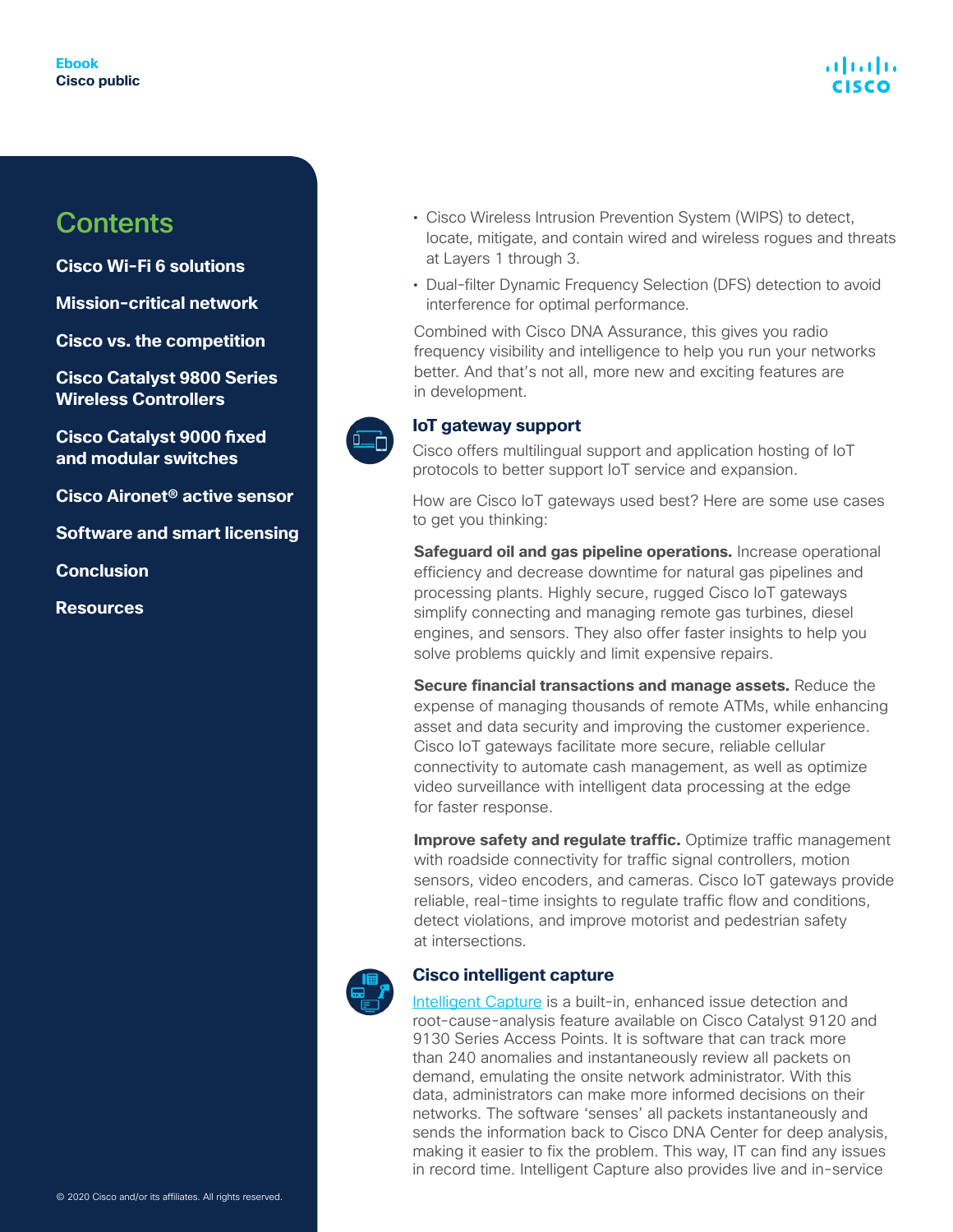- Cisco Wireless Intrusion Prevention System (WIPS) to detect, locate, mitigate, and contain wired and wireless rogues and threats at Layers 1 through 3.
- Dual-filter Dynamic Frequency Selection (DFS) detection to avoid interference for optimal performance.

Combined with Cisco DNA Assurance, this gives you radio frequency visibility and intelligence to help you run your networks better. And that's not all, more new and exciting features are in development.

### IoT gateway support

Cisco offers multilingual support and application hosting of IoT protocols to better support IoT service and expansion.

How are Cisco IoT gateways used best? Here are some use cases to get you thinking:

**Safeguard oil and gas pipeline operations.** Increase operational efficiency and decrease downtime for natural gas pipelines and processing plants. Highly secure, rugged Cisco IoT gateways simplify connecting and managing remote gas turbines, diesel engines, and sensors. They also offer faster insights to help you solve problems quickly and limit expensive repairs.

**Secure financial transactions and manage assets.** Reduce the expense of managing thousands of remote ATMs, while enhancing asset and data security and improving the customer experience. Cisco IoT gateways facilitate more secure, reliable cellular connectivity to automate cash management, as well as optimize video surveillance with intelligent data processing at the edge for faster response.

**Improve safety and regulate traffic.** Optimize traffic management with roadside connectivity for traffic signal controllers, motion sensors, video encoders, and cameras. Cisco IoT gateways provide reliable, real-time insights to regulate traffic flow and conditions, detect violations, and improve motorist and pedestrian safety at intersections.

### Cisco intelligent capture

Intelligent Capture is a built-in, enhanced issue detection and root-cause-analysis feature available on Cisco Catalyst 9120 and 9130 Series Access Points. It is software that can track more than 240 anomalies and instantaneously review all packets on demand, emulating the onsite network administrator. With this data, administrators can make more informed decisions on their networks. The software 'senses' all packets instantaneously and sends the information back to Cisco DNA Center for deep analysis, making it easier to fix the problem. This way, IT can find any issues in record time. Intelligent Capture also provides live and in-service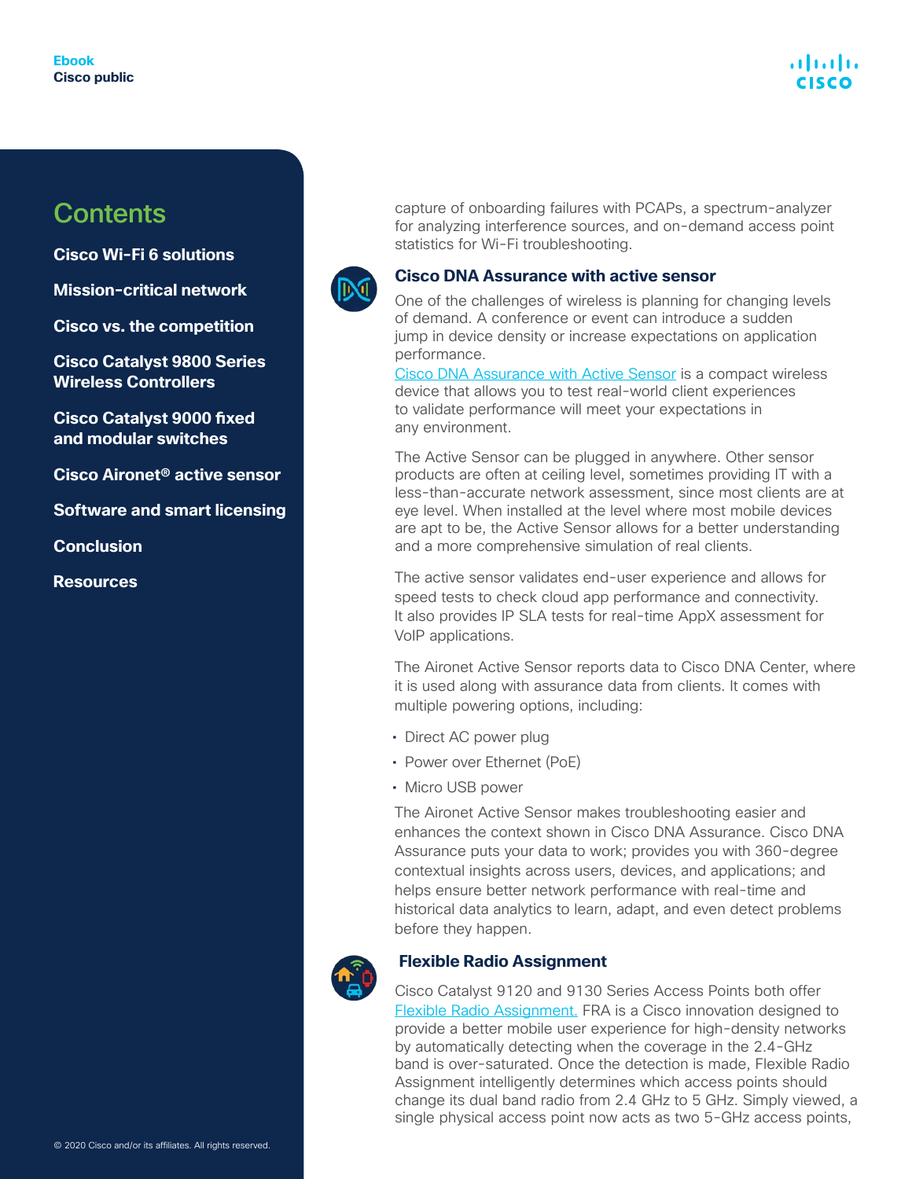capture of onboarding failures with PCAPs, a spectrum-analyzer for analyzing interference sources, and on-demand access point statistics for Wi-Fi troubleshooting.

### Cisco DNA Assurance with active sensor

One of the challenges of wireless is planning for changing levels of demand. A conference or event can introduce a sudden jump in device density or increase expectations on application performance.

Cisco DNA Assurance with Active Sensor is a compact wireless device that allows you to test real-world client experiences to validate performance will meet your expectations in any environment.

The Active Sensor can be plugged in anywhere. Other sensor products are often at ceiling level, sometimes providing IT with a less-than-accurate network assessment, since most clients are at eye level. When installed at the level where most mobile devices are apt to be, the Active Sensor allows for a better understanding and a more comprehensive simulation of real clients.

The active sensor validates end-user experience and allows for speed tests to check cloud app performance and connectivity. It also provides IP SLA tests for real-time AppX assessment for VoIP applications.

The Aironet Active Sensor reports data to Cisco DNA Center, where it is used along with assurance data from clients. It comes with multiple powering options, including:

- Direct AC power plug
- Power over Ethernet (PoE)
- Micro USB power

The Aironet Active Sensor makes troubleshooting easier and enhances the context shown in Cisco DNA Assurance. Cisco DNA Assurance puts your data to work; provides you with 360-degree contextual insights across users, devices, and applications; and helps ensure better network performance with real-time and historical data analytics to learn, adapt, and even detect problems before they happen.

### Flexible Radio Assignment

Cisco Catalyst 9120 and 9130 Series Access Points both offer Flexible Radio Assignment. FRA is a Cisco innovation designed to provide a better mobile user experience for high-density networks by automatically detecting when the coverage in the 2.4-GHz band is over-saturated. Once the detection is made, Flexible Radio Assignment intelligently determines which access points should change its dual band radio from 2.4 GHz to 5 GHz. Simply viewed, a single physical access point now acts as two 5-GHz access points,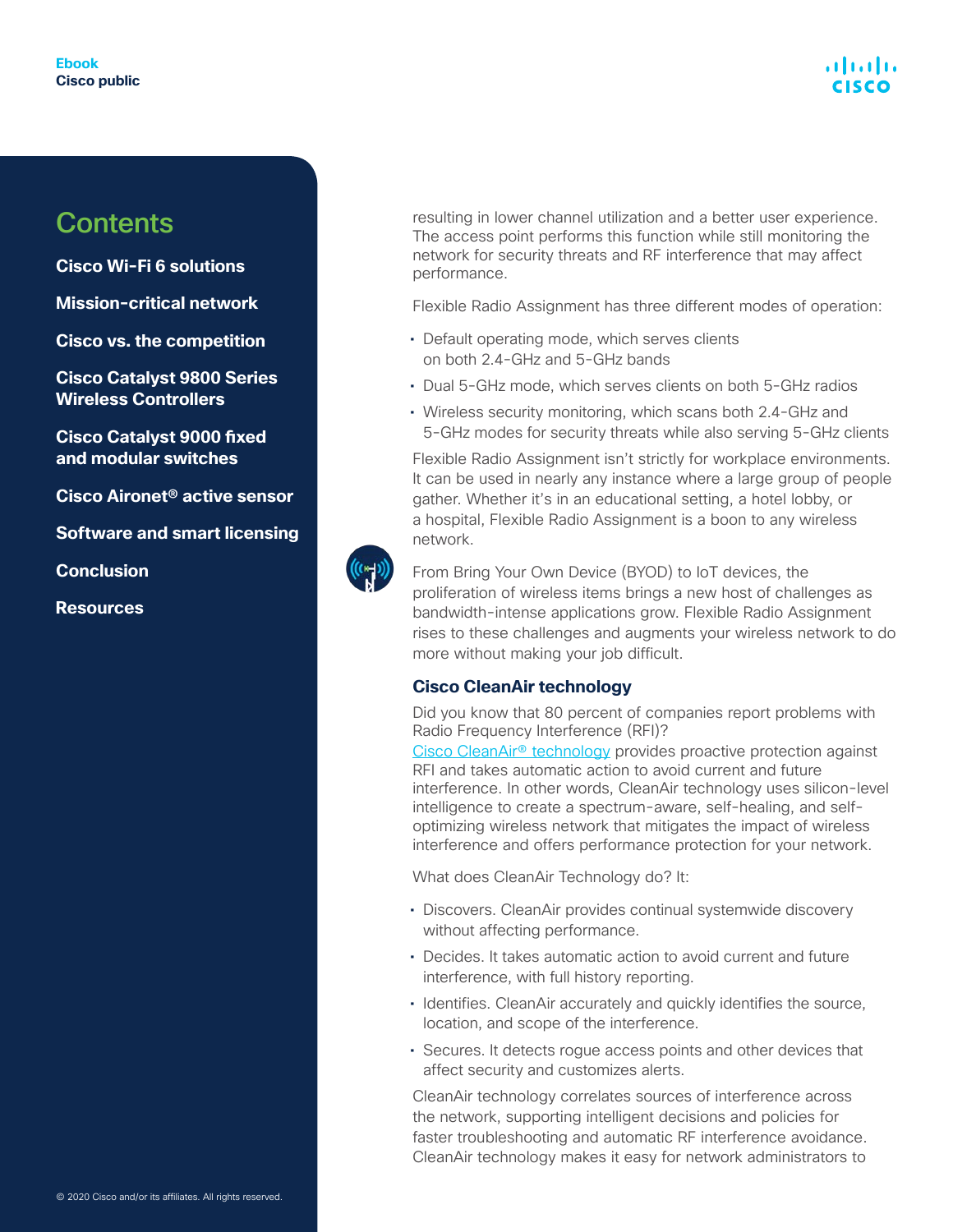resulting in lower channel utilization and a better user experience. The access point performs this function while still monitoring the network for security threats and RF interference that may affect performance.

Flexible Radio Assignment has three different modes of operation:

- Default operating mode, which serves clients on both 2.4-GHz and 5-GHz bands
- Dual 5-GHz mode, which serves clients on both 5-GHz radios
- Wireless security monitoring, which scans both 2.4-GHz and 5-GHz modes for security threats while also serving 5-GHz clients

Flexible Radio Assignment isn't strictly for workplace environments. It can be used in nearly any instance where a large group of people gather. Whether it's in an educational setting, a hotel lobby, or a hospital, Flexible Radio Assignment is a boon to any wireless network.

From Bring Your Own Device (BYOD) to IoT devices, the proliferation of wireless items brings a new host of challenges as bandwidth-intense applications grow. Flexible Radio Assignment rises to these challenges and augments your wireless network to do more without making your job difficult.

### Cisco CleanAir technology

Did you know that 80 percent of companies report problems with Radio Frequency Interference (RFI)?

Cisco CleanAir® technology provides proactive protection against RFI and takes automatic action to avoid current and future interference. In other words, CleanAir technology uses silicon-level intelligence to create a spectrum-aware, self-healing, and self-optimizing wireless network that mitigates the impact of wireless interference and offers performance protection for your network.

What does CleanAir Technology do? It:

- Discovers. CleanAir provides continual systemwide discovery without affecting performance.
- Decides. It takes automatic action to avoid current and future interference, with full history reporting.
- Identifies. CleanAir accurately and quickly identifies the source, location, and scope of the interference.
- Secures. It detects rogue access points and other devices that affect security and customizes alerts.

CleanAir technology correlates sources of interference across the network, supporting intelligent decisions and policies for faster troubleshooting and automatic RF interference avoidance. CleanAir technology makes it easy for network administrators to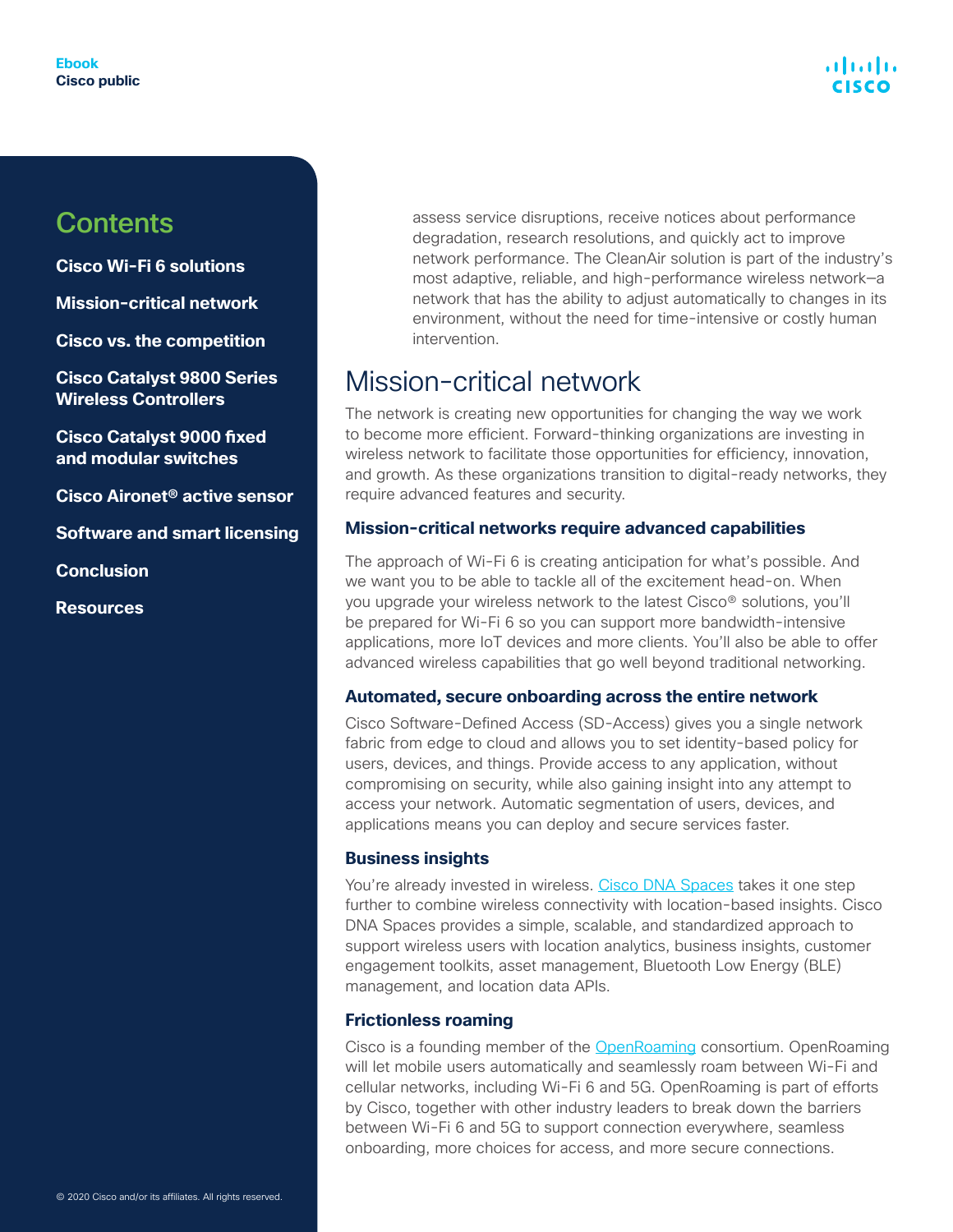assess service disruptions, receive notices about performance degradation, research resolutions, and quickly act to improve network performance. The CleanAir solution is part of the industry's most adaptive, reliable, and high-performance wireless network—a network that has the ability to adjust automatically to changes in its environment, without the need for time-intensive or costly human intervention.

# Mission-critical network

The network is creating new opportunities for changing the way we work to become more efficient. Forward-thinking organizations are investing in wireless network to facilitate those opportunities for efficiency, innovation, and growth. As these organizations transition to digital-ready networks, they require advanced features and security.

### Mission-critical networks require advanced capabilities

The approach of Wi-Fi 6 is creating anticipation for what's possible. And we want you to be able to tackle all of the excitement head-on. When you upgrade your wireless network to the latest Cisco® solutions, you'll be prepared for Wi-Fi 6 so you can support more bandwidth-intensive applications, more IoT devices and more clients. You'll also be able to offer advanced wireless capabilities that go well beyond traditional networking.

### Automated, secure onboarding across the entire network

Cisco Software-Defined Access (SD-Access) gives you a single network fabric from edge to cloud and allows you to set identity-based policy for users, devices, and things. Provide access to any application, without compromising on security, while also gaining insight into any attempt to access your network. Automatic segmentation of users, devices, and applications means you can deploy and secure services faster.

### Business insights

You're already invested in wireless. Cisco DNA Spaces takes it one step further to combine wireless connectivity with location-based insights. Cisco DNA Spaces provides a simple, scalable, and standardized approach to support wireless users with location analytics, business insights, customer engagement toolkits, asset management, Bluetooth Low Energy (BLE) management, and location data APIs.

### Frictionless roaming

Cisco is a founding member of the OpenRoaming consortium. OpenRoaming will let mobile users automatically and seamlessly roam between Wi-Fi and cellular networks, including Wi-Fi 6 and 5G. OpenRoaming is part of efforts by Cisco, together with other industry leaders to break down the barriers between Wi-Fi 6 and 5G to support connection everywhere, seamless onboarding, more choices for access, and more secure connections.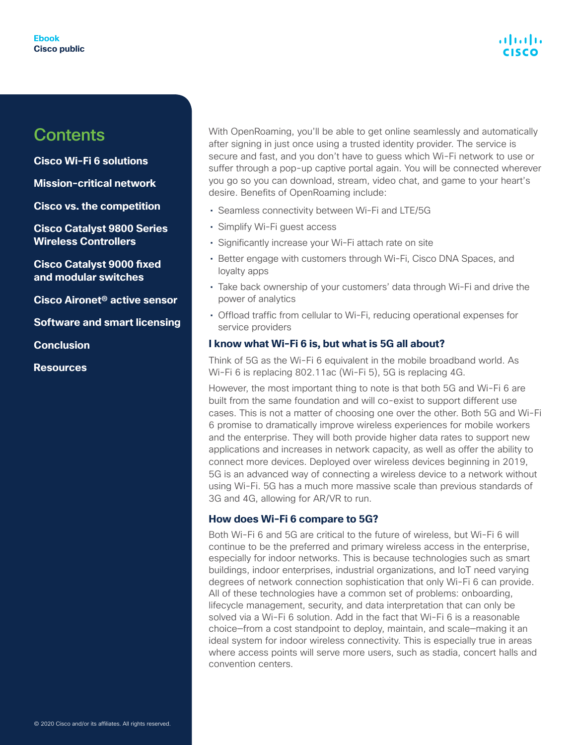With OpenRoaming, you'll be able to get online seamlessly and automatically after signing in just once using a trusted identity provider. The service is secure and fast, and you don't have to guess which Wi-Fi network to use or suffer through a pop-up captive portal again. You will be connected wherever you go so you can download, stream, video chat, and game to your heart's desire. Benefits of OpenRoaming include:

- Seamless connectivity between Wi-Fi and LTE/5G
- Simplify Wi-Fi guest access
- Significantly increase your Wi-Fi attach rate on site
- Better engage with customers through Wi-Fi, Cisco DNA Spaces, and loyalty apps
- Take back ownership of your customers' data through Wi-Fi and drive the power of analytics
- Offload traffic from cellular to Wi-Fi, reducing operational expenses for service providers

### I know what Wi-Fi 6 is, but what is 5G all about?

Think of 5G as the Wi-Fi 6 equivalent in the mobile broadband world. As Wi-Fi 6 is replacing 802.11ac (Wi-Fi 5), 5G is replacing 4G.

However, the most important thing to note is that both 5G and Wi-Fi 6 are built from the same foundation and will co-exist to support different use cases. This is not a matter of choosing one over the other. Both 5G and Wi-Fi 6 promise to dramatically improve wireless experiences for mobile workers and the enterprise. They will both provide higher data rates to support new applications and increases in network capacity, as well as offer the ability to connect more devices. Deployed over wireless devices beginning in 2019, 5G is an advanced way of connecting a wireless device to a network without using Wi-Fi. 5G has a much more massive scale than previous standards of 3G and 4G, allowing for AR/VR to run.

### How does Wi-Fi 6 compare to 5G?

Both Wi-Fi 6 and 5G are critical to the future of wireless, but Wi-Fi 6 will continue to be the preferred and primary wireless access in the enterprise, especially for indoor networks. This is because technologies such as smart buildings, indoor enterprises, industrial organizations, and IoT need varying degrees of network connection sophistication that only Wi-Fi 6 can provide. All of these technologies have a common set of problems: onboarding, lifecycle management, security, and data interpretation that can only be solved via a Wi-Fi 6 solution. Add in the fact that Wi-Fi 6 is a reasonable choice—from a cost standpoint to deploy, maintain, and scale—making it an ideal system for indoor wireless connectivity. This is especially true in areas where access points will serve more users, such as stadia, concert halls and convention centers.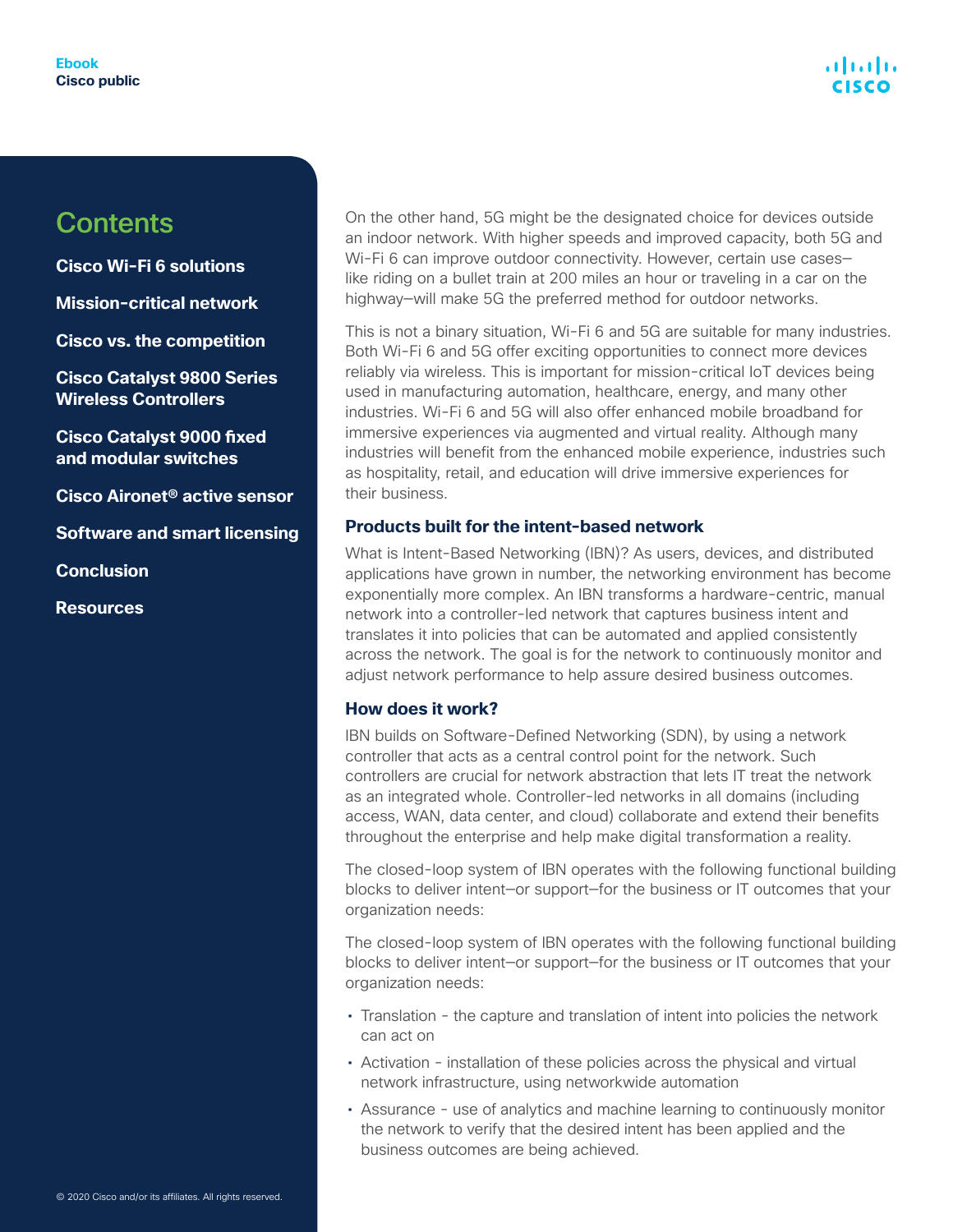On the other hand, 5G might be the designated choice for devices outside an indoor network. With higher speeds and improved capacity, both 5G and Wi-Fi 6 can improve outdoor connectivity. However, certain use cases—like riding on a bullet train at 200 miles an hour or traveling in a car on the highway—will make 5G the preferred method for outdoor networks.

This is not a binary situation, Wi-Fi 6 and 5G are suitable for many industries. Both Wi-Fi 6 and 5G offer exciting opportunities to connect more devices reliably via wireless. This is important for mission-critical IoT devices being used in manufacturing automation, healthcare, energy, and many other industries. Wi-Fi 6 and 5G will also offer enhanced mobile broadband for immersive experiences via augmented and virtual reality. Although many industries will benefit from the enhanced mobile experience, industries such as hospitality, retail, and education will drive immersive experiences for their business.

### Products built for the intent-based network

What is Intent-Based Networking (IBN)? As users, devices, and distributed applications have grown in number, the networking environment has become exponentially more complex. An IBN transforms a hardware-centric, manual network into a controller-led network that captures business intent and translates it into policies that can be automated and applied consistently across the network. The goal is for the network to continuously monitor and adjust network performance to help assure desired business outcomes.

### How does it work?

IBN builds on Software-Defined Networking (SDN), by using a network controller that acts as a central control point for the network. Such controllers are crucial for network abstraction that lets IT treat the network as an integrated whole. Controller-led networks in all domains (including access, WAN, data center, and cloud) collaborate and extend their benefits throughout the enterprise and help make digital transformation a reality.

The closed-loop system of IBN operates with the following functional building blocks to deliver intent—or support—for the business or IT outcomes that your organization needs:

The closed-loop system of IBN operates with the following functional building blocks to deliver intent—or support—for the business or IT outcomes that your organization needs:

- Translation - the capture and translation of intent into policies the network can act on
- Activation - installation of these policies across the physical and virtual network infrastructure, using networkwide automation
- Assurance - use of analytics and machine learning to continuously monitor the network to verify that the desired intent has been applied and the business outcomes are being achieved.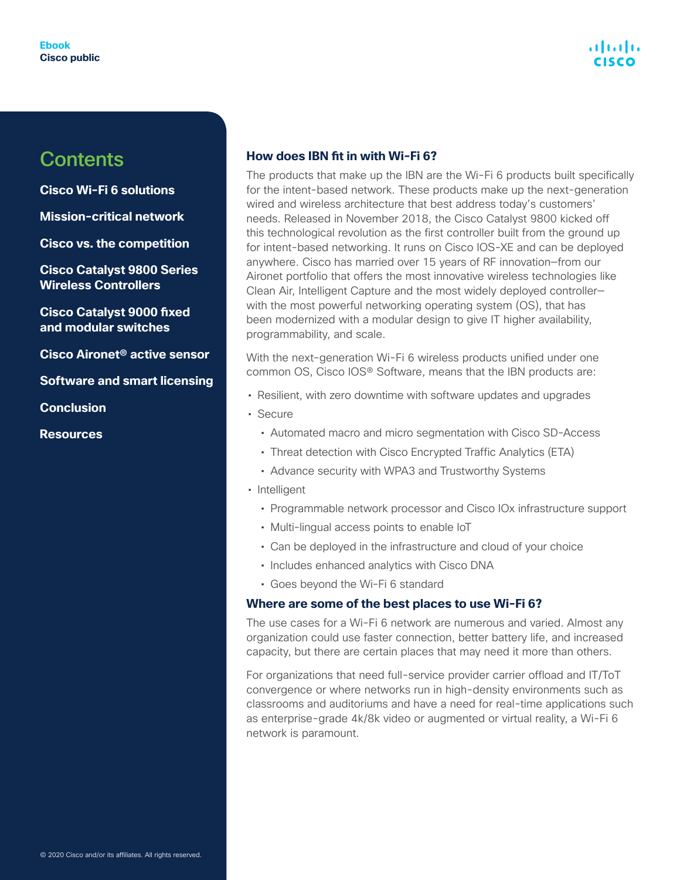## How does IBN fit in with Wi-Fi 6?

The products that make up the IBN are the Wi-Fi 6 products built specifically for the intent-based network. These products make up the next-generation wired and wireless architecture that best address today's customers' needs. Released in November 2018, the Cisco Catalyst 9800 kicked off this technological revolution as the first controller built from the ground up for intent-based networking. It runs on Cisco IOS-XE and can be deployed anywhere. Cisco has married over 15 years of RF innovation–from our Aironet portfolio that offers the most innovative wireless technologies like Clean Air, Intelligent Capture and the most widely deployed controller–with the most powerful networking operating system (OS), that has been modernized with a modular design to give IT higher availability, programmability, and scale.

With the next-generation Wi-Fi 6 wireless products unified under one common OS, Cisco IOS® Software, means that the IBN products are:

- Resilient, with zero downtime with software updates and upgrades
- Secure
  - Automated macro and micro segmentation with Cisco SD-Access
  - Threat detection with Cisco Encrypted Traffic Analytics (ETA)
  - Advance security with WPA3 and Trustworthy Systems
- Intelligent
  - Programmable network processor and Cisco IOx infrastructure support
  - Multi-lingual access points to enable IoT
  - Can be deployed in the infrastructure and cloud of your choice
  - Includes enhanced analytics with Cisco DNA
  - Goes beyond the Wi-Fi 6 standard

## Where are some of the best places to use Wi-Fi 6?

The use cases for a Wi-Fi 6 network are numerous and varied. Almost any organization could use faster connection, better battery life, and increased capacity, but there are certain places that may need it more than others.

For organizations that need full-service provider carrier offload and IT/ToT convergence or where networks run in high-density environments such as classrooms and auditoriums and have a need for real-time applications such as enterprise-grade 4k/8k video or augmented or virtual reality, a Wi-Fi 6 network is paramount.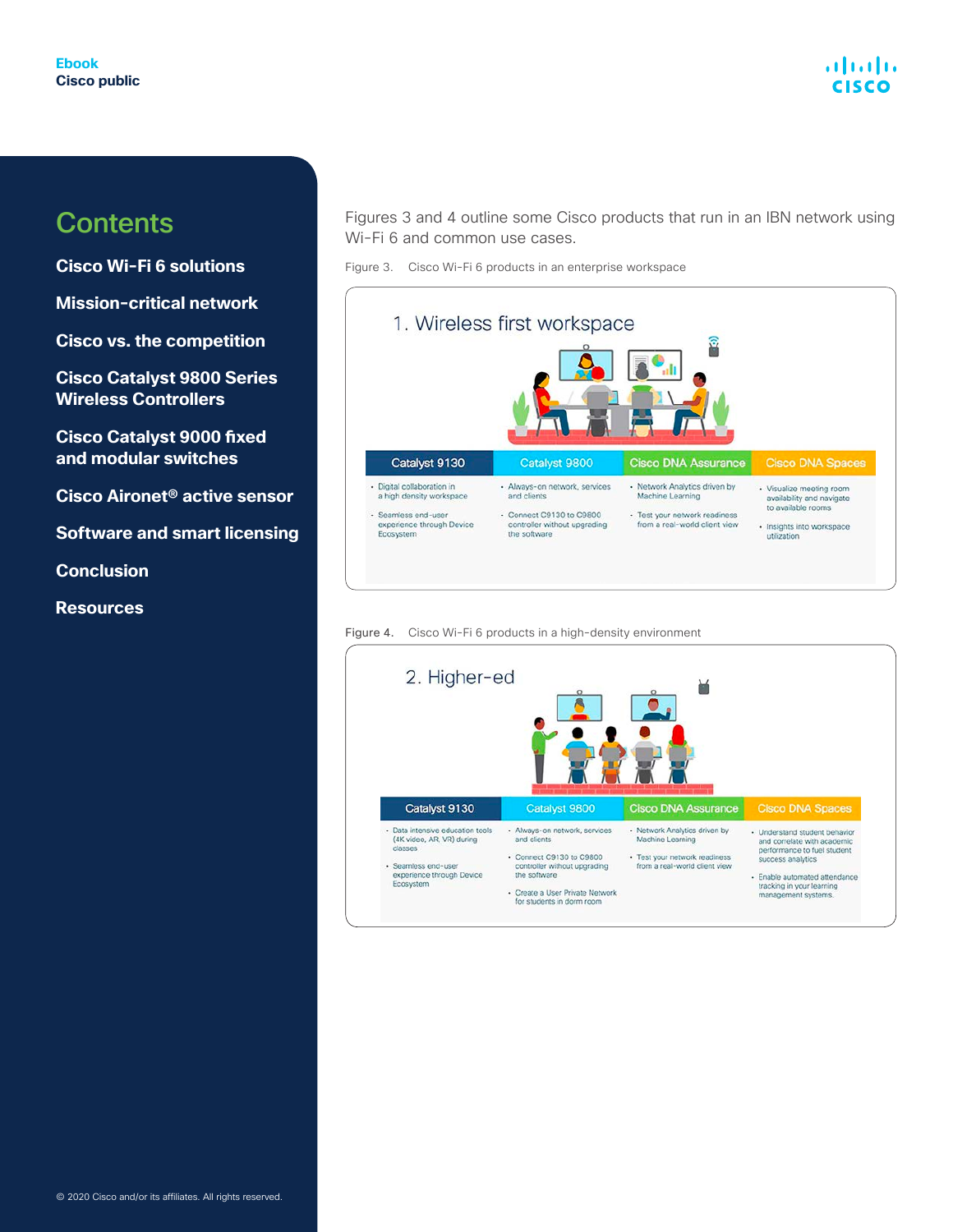Figures 3 and 4 outline some Cisco products that run in an IBN network using Wi-Fi 6 and common use cases.

Figure 3. Cisco Wi-Fi 6 products in an enterprise workspace

### 1. Wireless first workspace

| Catalyst 9130 | Catalyst 9800 | Cisco DNA Assurance | Cisco DNA Spaces |
|---|---|---|---|
| • Digital collaboration in a high density workspace<br>• Seamless end-user experience through Device Ecosystem | • Always-on network, services and clients<br>• Connect C9130 to C9800 controller without upgrading the software | • Network Analytics driven by Machine Learning<br>• Test your network readiness from a real-world client view | • Visualize meeting room availability and navigate to available rooms<br>• Insights into workspace utilization |

Figure 4. Cisco Wi-Fi 6 products in a high-density environment

### 2. Higher-ed

| Catalyst 9130 | Catalyst 9800 | Cisco DNA Assurance | Cisco DNA Spaces |
|---|---|---|---|
| • Data intensive education tools (4K video, AR, VR) during classes<br>• Seamless end-user experience through Device Ecosystem | • Always-on network, services and clients<br>• Connect C9130 to C9800 controller without upgrading the software<br>• Create a User Private Network for students in dorm room | • Network Analytics driven by Machine Learning<br>• Test your network readiness from a real-world client view | • Understand student behavior and correlate with academic performance to fuel student success analytics<br>• Enable automated attendance tracking in your learning management systems. |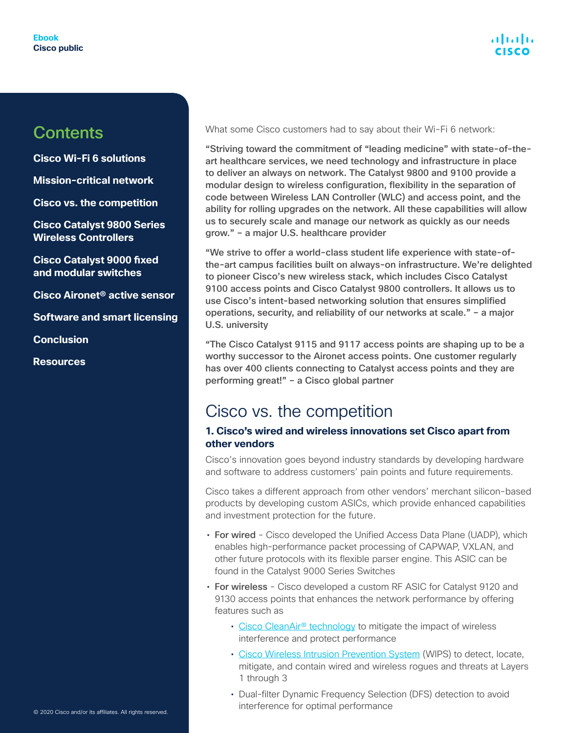What some Cisco customers had to say about their Wi-Fi 6 network:

**"Striving toward the commitment of "leading medicine" with state-of-the-art healthcare services, we need technology and infrastructure in place to deliver an always on network. The Catalyst 9800 and 9100 provide a modular design to wireless configuration, flexibility in the separation of code between Wireless LAN Controller (WLC) and access point, and the ability for rolling upgrades on the network. All these capabilities will allow us to securely scale and manage our network as quickly as our needs grow." – a major U.S. healthcare provider**

**"We strive to offer a world-class student life experience with state-of-the-art campus facilities built on always-on infrastructure. We're delighted to pioneer Cisco's new wireless stack, which includes Cisco Catalyst 9100 access points and Cisco Catalyst 9800 controllers. It allows us to use Cisco's intent-based networking solution that ensures simplified operations, security, and reliability of our networks at scale." – a major U.S. university**

**"The Cisco Catalyst 9115 and 9117 access points are shaping up to be a worthy successor to the Aironet access points. One customer regularly has over 400 clients connecting to Catalyst access points and they are performing great!" – a Cisco global partner**

# Cisco vs. the competition

### 1. Cisco's wired and wireless innovations set Cisco apart from other vendors

Cisco's innovation goes beyond industry standards by developing hardware and software to address customers' pain points and future requirements.

Cisco takes a different approach from other vendors' merchant silicon-based products by developing custom ASICs, which provide enhanced capabilities and investment protection for the future.

- **For wired** - Cisco developed the Unified Access Data Plane (UADP), which enables high-performance packet processing of CAPWAP, VXLAN, and other future protocols with its flexible parser engine. This ASIC can be found in the Catalyst 9000 Series Switches
- **For wireless** - Cisco developed a custom RF ASIC for Catalyst 9120 and 9130 access points that enhances the network performance by offering features such as
  - Cisco CleanAir® technology to mitigate the impact of wireless interference and protect performance
  - Cisco Wireless Intrusion Prevention System (WIPS) to detect, locate, mitigate, and contain wired and wireless rogues and threats at Layers 1 through 3
  - Dual-filter Dynamic Frequency Selection (DFS) detection to avoid interference for optimal performance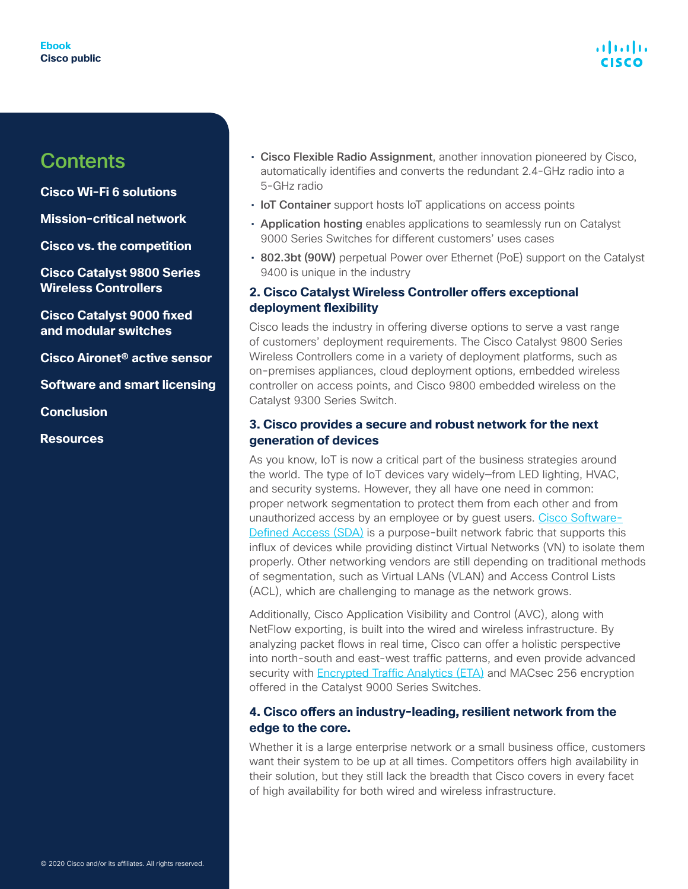- **Cisco Flexible Radio Assignment**, another innovation pioneered by Cisco, automatically identifies and converts the redundant 2.4-GHz radio into a 5-GHz radio
- **IoT Container** support hosts IoT applications on access points
- **Application hosting** enables applications to seamlessly run on Catalyst 9000 Series Switches for different customers' uses cases
- **802.3bt (90W)** perpetual Power over Ethernet (PoE) support on the Catalyst 9400 is unique in the industry

### 2. Cisco Catalyst Wireless Controller offers exceptional deployment flexibility

Cisco leads the industry in offering diverse options to serve a vast range of customers' deployment requirements. The Cisco Catalyst 9800 Series Wireless Controllers come in a variety of deployment platforms, such as on-premises appliances, cloud deployment options, embedded wireless controller on access points, and Cisco 9800 embedded wireless on the Catalyst 9300 Series Switch.

### 3. Cisco provides a secure and robust network for the next generation of devices

As you know, IoT is now a critical part of the business strategies around the world. The type of IoT devices vary widely—from LED lighting, HVAC, and security systems. However, they all have one need in common: proper network segmentation to protect them from each other and from unauthorized access by an employee or by guest users. Cisco Software-Defined Access (SDA) is a purpose-built network fabric that supports this influx of devices while providing distinct Virtual Networks (VN) to isolate them properly. Other networking vendors are still depending on traditional methods of segmentation, such as Virtual LANs (VLAN) and Access Control Lists (ACL), which are challenging to manage as the network grows.

Additionally, Cisco Application Visibility and Control (AVC), along with NetFlow exporting, is built into the wired and wireless infrastructure. By analyzing packet flows in real time, Cisco can offer a holistic perspective into north-south and east-west traffic patterns, and even provide advanced security with Encrypted Traffic Analytics (ETA) and MACsec 256 encryption offered in the Catalyst 9000 Series Switches.

### 4. Cisco offers an industry-leading, resilient network from the edge to the core.

Whether it is a large enterprise network or a small business office, customers want their system to be up at all times. Competitors offers high availability in their solution, but they still lack the breadth that Cisco covers in every facet of high availability for both wired and wireless infrastructure.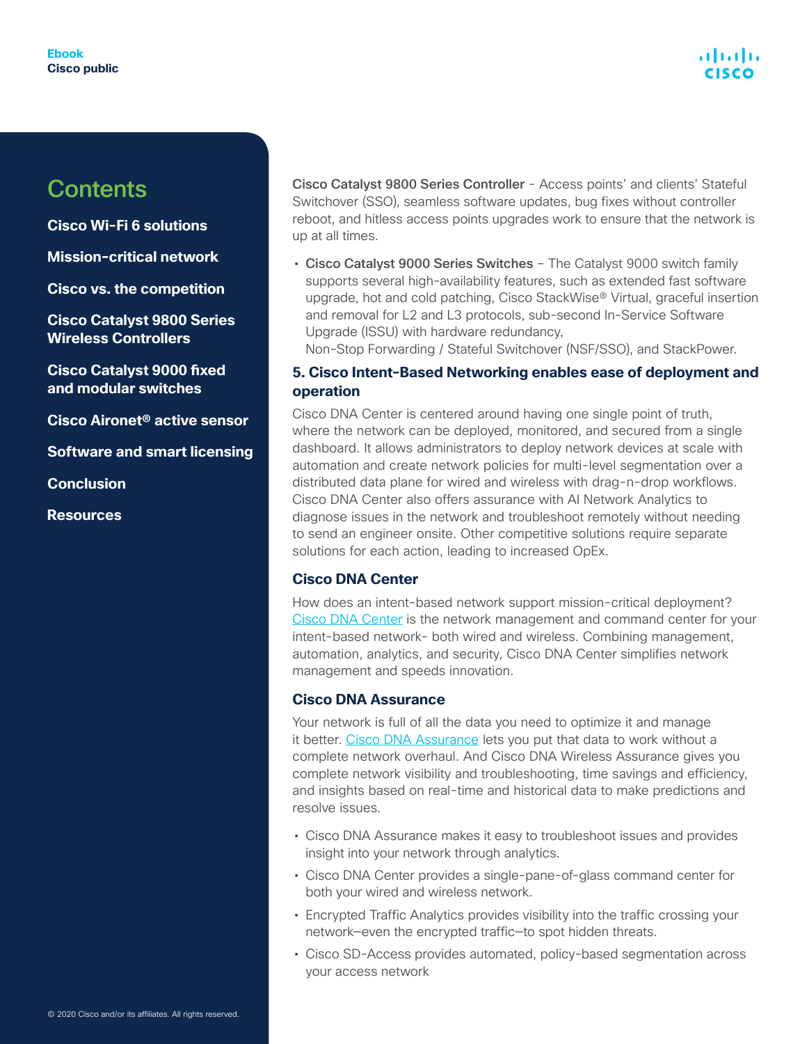**Cisco Catalyst 9800 Series Controller** - Access points' and clients' Stateful Switchover (SSO), seamless software updates, bug fixes without controller reboot, and hitless access points upgrades work to ensure that the network is up at all times.

- **Cisco Catalyst 9000 Series Switches** – The Catalyst 9000 switch family supports several high-availability features, such as extended fast software upgrade, hot and cold patching, Cisco StackWise® Virtual, graceful insertion and removal for L2 and L3 protocols, sub-second In-Service Software Upgrade (ISSU) with hardware redundancy, Non-Stop Forwarding / Stateful Switchover (NSF/SSO), and StackPower.

## 5. Cisco Intent-Based Networking enables ease of deployment and operation

Cisco DNA Center is centered around having one single point of truth, where the network can be deployed, monitored, and secured from a single dashboard. It allows administrators to deploy network devices at scale with automation and create network policies for multi-level segmentation over a distributed data plane for wired and wireless with drag-n-drop workflows. Cisco DNA Center also offers assurance with AI Network Analytics to diagnose issues in the network and troubleshoot remotely without needing to send an engineer onsite. Other competitive solutions require separate solutions for each action, leading to increased OpEx.

### Cisco DNA Center

How does an intent-based network support mission-critical deployment? Cisco DNA Center is the network management and command center for your intent-based network- both wired and wireless. Combining management, automation, analytics, and security, Cisco DNA Center simplifies network management and speeds innovation.

### Cisco DNA Assurance

Your network is full of all the data you need to optimize it and manage it better. Cisco DNA Assurance lets you put that data to work without a complete network overhaul. And Cisco DNA Wireless Assurance gives you complete network visibility and troubleshooting, time savings and efficiency, and insights based on real-time and historical data to make predictions and resolve issues.

- Cisco DNA Assurance makes it easy to troubleshoot issues and provides insight into your network through analytics.
- Cisco DNA Center provides a single-pane-of-glass command center for both your wired and wireless network.
- Encrypted Traffic Analytics provides visibility into the traffic crossing your network—even the encrypted traffic—to spot hidden threats.
- Cisco SD-Access provides automated, policy-based segmentation across your access network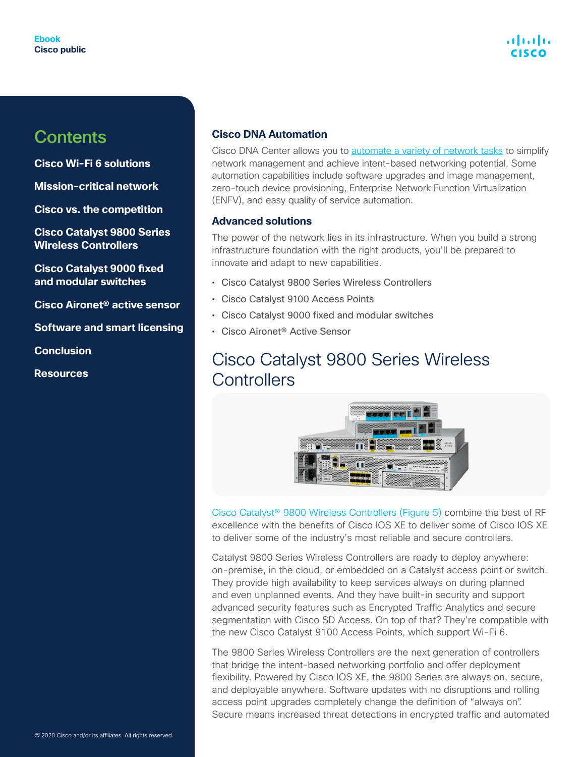## Contents

**Cisco Wi-Fi 6 solutions**

**Mission-critical network**

**Cisco vs. the competition**

**Cisco Catalyst 9800 Series Wireless Controllers**

**Cisco Catalyst 9000 fixed and modular switches**

**Cisco Aironet® active sensor**

**Software and smart licensing**

**Conclusion**

**Resources**

### Cisco DNA Automation

Cisco DNA Center allows you to automate a variety of network tasks to simplify network management and achieve intent-based networking potential. Some automation capabilities include software upgrades and image management, zero-touch device provisioning, Enterprise Network Function Virtualization (ENFV), and easy quality of service automation.

### Advanced solutions

The power of the network lies in its infrastructure. When you build a strong infrastructure foundation with the right products, you'll be prepared to innovate and adapt to new capabilities.

- Cisco Catalyst 9800 Series Wireless Controllers
- Cisco Catalyst 9100 Access Points
- Cisco Catalyst 9000 fixed and modular switches
- Cisco Aironet® Active Sensor

# Cisco Catalyst 9800 Series Wireless Controllers

Cisco Catalyst® 9800 Wireless Controllers (Figure 5) combine the best of RF excellence with the benefits of Cisco IOS XE to deliver some of Cisco IOS XE to deliver some of the industry's most reliable and secure controllers.

Catalyst 9800 Series Wireless Controllers are ready to deploy anywhere: on-premise, in the cloud, or embedded on a Catalyst access point or switch. They provide high availability to keep services always on during planned and even unplanned events. And they have built-in security and support advanced security features such as Encrypted Traffic Analytics and secure segmentation with Cisco SD Access. On top of that? They're compatible with the new Cisco Catalyst 9100 Access Points, which support Wi-Fi 6.

The 9800 Series Wireless Controllers are the next generation of controllers that bridge the intent-based networking portfolio and offer deployment flexibility. Powered by Cisco IOS XE, the 9800 Series are always on, secure, and deployable anywhere. Software updates with no disruptions and rolling access point upgrades completely change the definition of "always on". Secure means increased threat detections in encrypted traffic and automated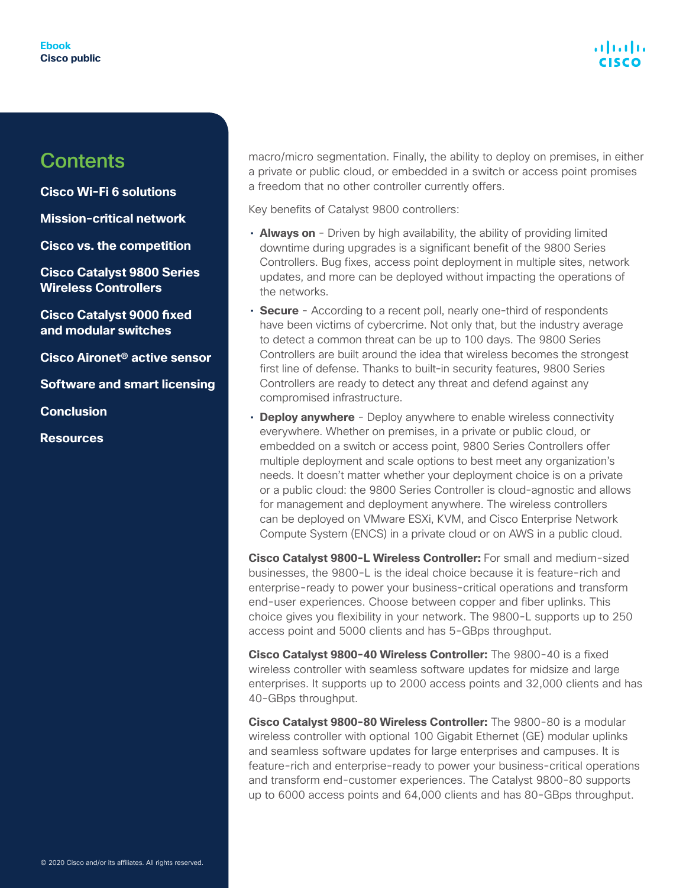macro/micro segmentation. Finally, the ability to deploy on premises, in either a private or public cloud, or embedded in a switch or access point promises a freedom that no other controller currently offers.

Key benefits of Catalyst 9800 controllers:

- **Always on** - Driven by high availability, the ability of providing limited downtime during upgrades is a significant benefit of the 9800 Series Controllers. Bug fixes, access point deployment in multiple sites, network updates, and more can be deployed without impacting the operations of the networks.
- **Secure** - According to a recent poll, nearly one-third of respondents have been victims of cybercrime. Not only that, but the industry average to detect a common threat can be up to 100 days. The 9800 Series Controllers are built around the idea that wireless becomes the strongest first line of defense. Thanks to built-in security features, 9800 Series Controllers are ready to detect any threat and defend against any compromised infrastructure.
- **Deploy anywhere** - Deploy anywhere to enable wireless connectivity everywhere. Whether on premises, in a private or public cloud, or embedded on a switch or access point, 9800 Series Controllers offer multiple deployment and scale options to best meet any organization's needs. It doesn't matter whether your deployment choice is on a private or a public cloud: the 9800 Series Controller is cloud-agnostic and allows for management and deployment anywhere. The wireless controllers can be deployed on VMware ESXi, KVM, and Cisco Enterprise Network Compute System (ENCS) in a private cloud or on AWS in a public cloud.

**Cisco Catalyst 9800-L Wireless Controller:** For small and medium-sized businesses, the 9800-L is the ideal choice because it is feature-rich and enterprise-ready to power your business-critical operations and transform end-user experiences. Choose between copper and fiber uplinks. This choice gives you flexibility in your network. The 9800-L supports up to 250 access point and 5000 clients and has 5-GBps throughput.

**Cisco Catalyst 9800-40 Wireless Controller:** The 9800-40 is a fixed wireless controller with seamless software updates for midsize and large enterprises. It supports up to 2000 access points and 32,000 clients and has 40-GBps throughput.

**Cisco Catalyst 9800-80 Wireless Controller:** The 9800-80 is a modular wireless controller with optional 100 Gigabit Ethernet (GE) modular uplinks and seamless software updates for large enterprises and campuses. It is feature-rich and enterprise-ready to power your business-critical operations and transform end-customer experiences. The Catalyst 9800-80 supports up to 6000 access points and 64,000 clients and has 80-GBps throughput.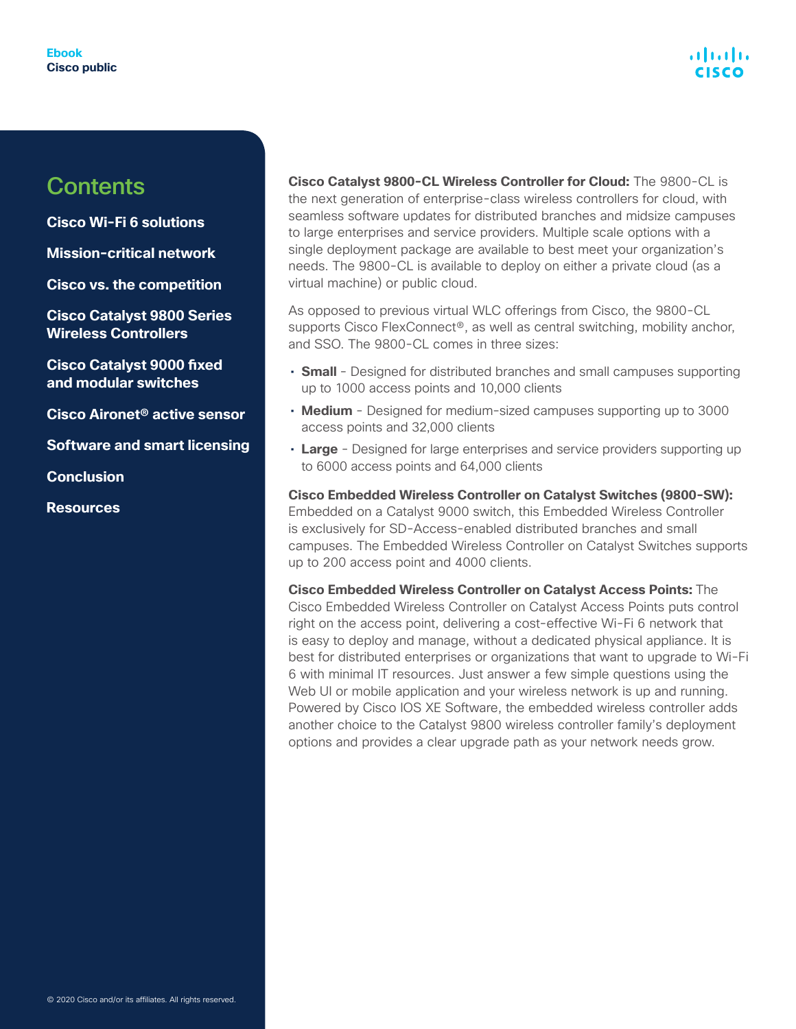**Cisco Catalyst 9800-CL Wireless Controller for Cloud:** The 9800-CL is the next generation of enterprise-class wireless controllers for cloud, with seamless software updates for distributed branches and midsize campuses to large enterprises and service providers. Multiple scale options with a single deployment package are available to best meet your organization's needs. The 9800-CL is available to deploy on either a private cloud (as a virtual machine) or public cloud.

As opposed to previous virtual WLC offerings from Cisco, the 9800-CL supports Cisco FlexConnect®, as well as central switching, mobility anchor, and SSO. The 9800-CL comes in three sizes:

- **Small** - Designed for distributed branches and small campuses supporting up to 1000 access points and 10,000 clients
- **Medium** - Designed for medium-sized campuses supporting up to 3000 access points and 32,000 clients
- **Large** - Designed for large enterprises and service providers supporting up to 6000 access points and 64,000 clients

**Cisco Embedded Wireless Controller on Catalyst Switches (9800-SW):** Embedded on a Catalyst 9000 switch, this Embedded Wireless Controller is exclusively for SD-Access-enabled distributed branches and small campuses. The Embedded Wireless Controller on Catalyst Switches supports up to 200 access point and 4000 clients.

**Cisco Embedded Wireless Controller on Catalyst Access Points:** The Cisco Embedded Wireless Controller on Catalyst Access Points puts control right on the access point, delivering a cost-effective Wi-Fi 6 network that is easy to deploy and manage, without a dedicated physical appliance. It is best for distributed enterprises or organizations that want to upgrade to Wi-Fi 6 with minimal IT resources. Just answer a few simple questions using the Web UI or mobile application and your wireless network is up and running. Powered by Cisco IOS XE Software, the embedded wireless controller adds another choice to the Catalyst 9800 wireless controller family's deployment options and provides a clear upgrade path as your network needs grow.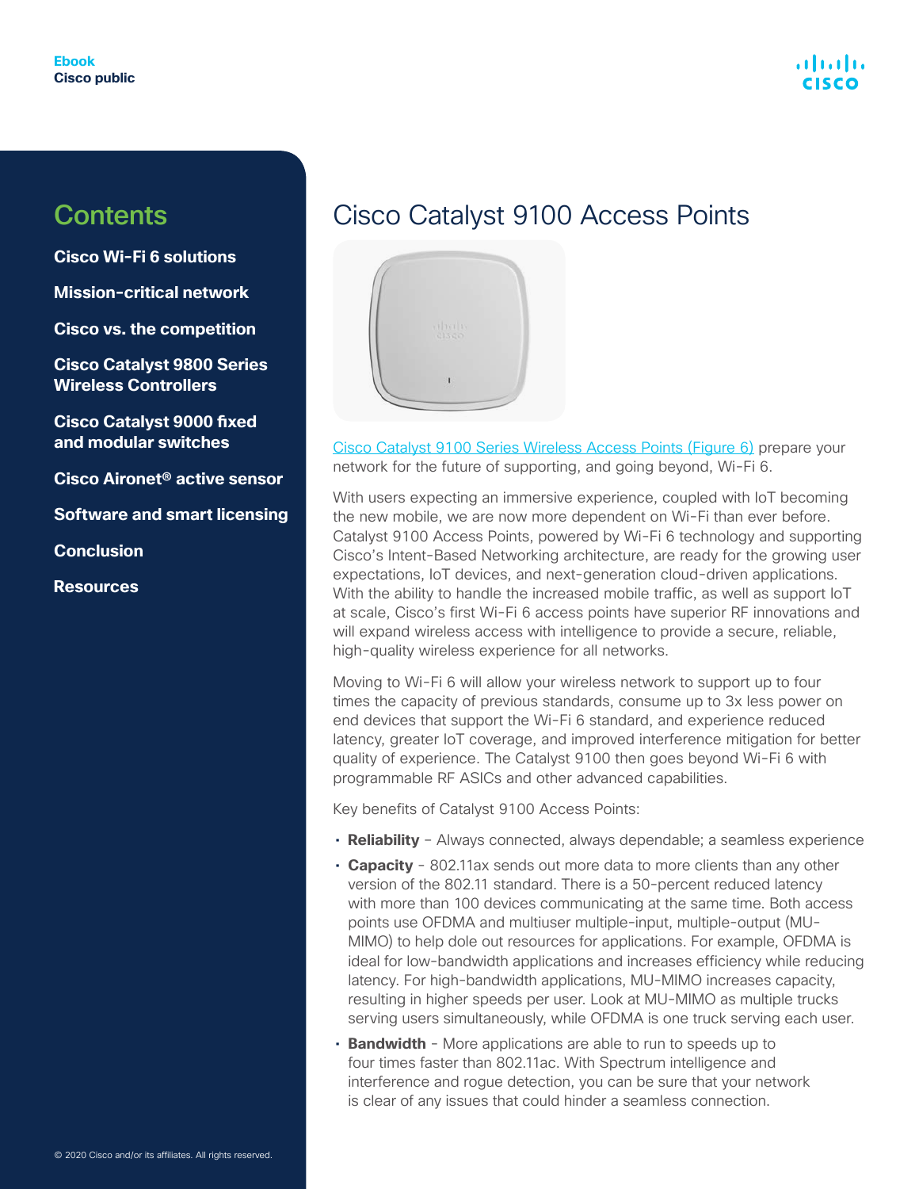## Contents

**Cisco Wi-Fi 6 solutions**

**Mission-critical network**

**Cisco vs. the competition**

**Cisco Catalyst 9800 Series Wireless Controllers**

**Cisco Catalyst 9000 fixed and modular switches**

**Cisco Aironet® active sensor**

**Software and smart licensing**

**Conclusion**

**Resources**

# Cisco Catalyst 9100 Access Points

Cisco Catalyst 9100 Series Wireless Access Points (Figure 6) prepare your network for the future of supporting, and going beyond, Wi-Fi 6.

With users expecting an immersive experience, coupled with IoT becoming the new mobile, we are now more dependent on Wi-Fi than ever before. Catalyst 9100 Access Points, powered by Wi-Fi 6 technology and supporting Cisco's Intent-Based Networking architecture, are ready for the growing user expectations, IoT devices, and next-generation cloud-driven applications. With the ability to handle the increased mobile traffic, as well as support IoT at scale, Cisco's first Wi-Fi 6 access points have superior RF innovations and will expand wireless access with intelligence to provide a secure, reliable, high-quality wireless experience for all networks.

Moving to Wi-Fi 6 will allow your wireless network to support up to four times the capacity of previous standards, consume up to 3x less power on end devices that support the Wi-Fi 6 standard, and experience reduced latency, greater IoT coverage, and improved interference mitigation for better quality of experience. The Catalyst 9100 then goes beyond Wi-Fi 6 with programmable RF ASICs and other advanced capabilities.

Key benefits of Catalyst 9100 Access Points:

- **Reliability** – Always connected, always dependable; a seamless experience
- **Capacity** - 802.11ax sends out more data to more clients than any other version of the 802.11 standard. There is a 50-percent reduced latency with more than 100 devices communicating at the same time. Both access points use OFDMA and multiuser multiple-input, multiple-output (MU-MIMO) to help dole out resources for applications. For example, OFDMA is ideal for low-bandwidth applications and increases efficiency while reducing latency. For high-bandwidth applications, MU-MIMO increases capacity, resulting in higher speeds per user. Look at MU-MIMO as multiple trucks serving users simultaneously, while OFDMA is one truck serving each user.
- **Bandwidth** - More applications are able to run to speeds up to four times faster than 802.11ac. With Spectrum intelligence and interference and rogue detection, you can be sure that your network is clear of any issues that could hinder a seamless connection.

© 2020 Cisco and/or its affiliates. All rights reserved.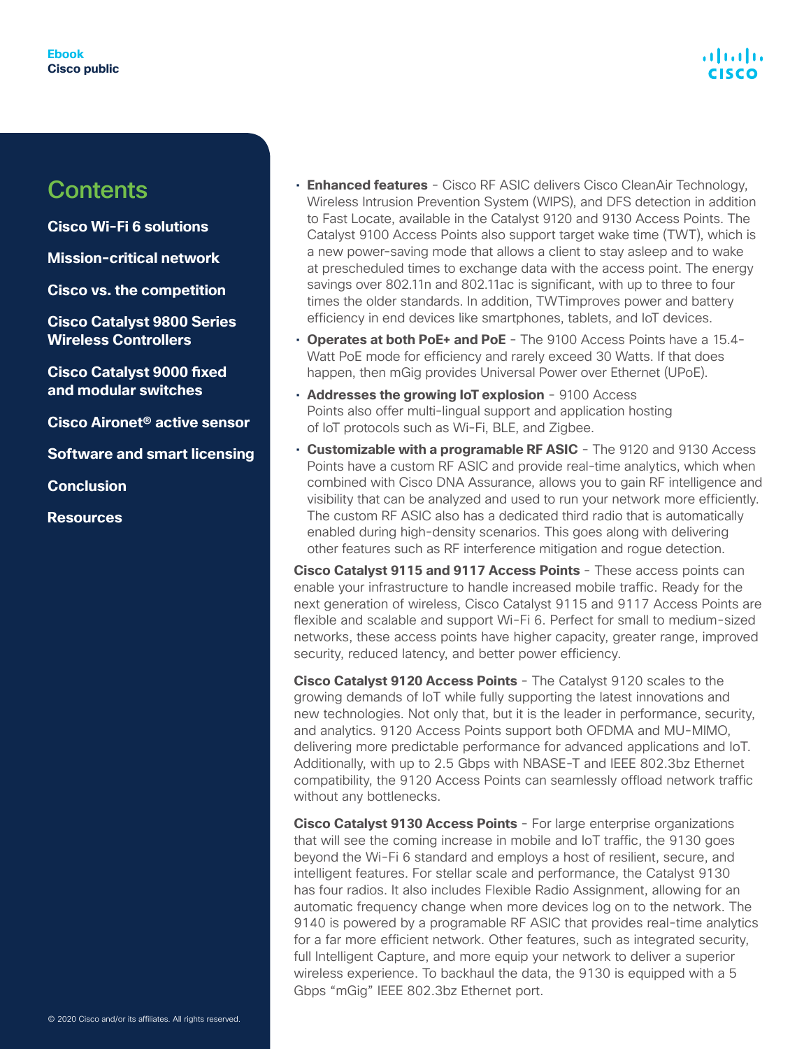- **Enhanced features** - Cisco RF ASIC delivers Cisco CleanAir Technology, Wireless Intrusion Prevention System (WIPS), and DFS detection in addition to Fast Locate, available in the Catalyst 9120 and 9130 Access Points. The Catalyst 9100 Access Points also support target wake time (TWT), which is a new power-saving mode that allows a client to stay asleep and to wake at prescheduled times to exchange data with the access point. The energy savings over 802.11n and 802.11ac is significant, with up to three to four times the older standards. In addition, TWTimproves power and battery efficiency in end devices like smartphones, tablets, and IoT devices.
- **Operates at both PoE+ and PoE** - The 9100 Access Points have a 15.4-Watt PoE mode for efficiency and rarely exceed 30 Watts. If that does happen, then mGig provides Universal Power over Ethernet (UPoE).
- **Addresses the growing IoT explosion** - 9100 Access Points also offer multi-lingual support and application hosting of IoT protocols such as Wi-Fi, BLE, and Zigbee.
- **Customizable with a programable RF ASIC** - The 9120 and 9130 Access Points have a custom RF ASIC and provide real-time analytics, which when combined with Cisco DNA Assurance, allows you to gain RF intelligence and visibility that can be analyzed and used to run your network more efficiently. The custom RF ASIC also has a dedicated third radio that is automatically enabled during high-density scenarios. This goes along with delivering other features such as RF interference mitigation and rogue detection.

**Cisco Catalyst 9115 and 9117 Access Points** - These access points can enable your infrastructure to handle increased mobile traffic. Ready for the next generation of wireless, Cisco Catalyst 9115 and 9117 Access Points are flexible and scalable and support Wi-Fi 6. Perfect for small to medium-sized networks, these access points have higher capacity, greater range, improved security, reduced latency, and better power efficiency.

**Cisco Catalyst 9120 Access Points** - The Catalyst 9120 scales to the growing demands of IoT while fully supporting the latest innovations and new technologies. Not only that, but it is the leader in performance, security, and analytics. 9120 Access Points support both OFDMA and MU-MIMO, delivering more predictable performance for advanced applications and IoT. Additionally, with up to 2.5 Gbps with NBASE-T and IEEE 802.3bz Ethernet compatibility, the 9120 Access Points can seamlessly offload network traffic without any bottlenecks.

**Cisco Catalyst 9130 Access Points** - For large enterprise organizations that will see the coming increase in mobile and IoT traffic, the 9130 goes beyond the Wi-Fi 6 standard and employs a host of resilient, secure, and intelligent features. For stellar scale and performance, the Catalyst 9130 has four radios. It also includes Flexible Radio Assignment, allowing for an automatic frequency change when more devices log on to the network. The 9140 is powered by a programable RF ASIC that provides real-time analytics for a far more efficient network. Other features, such as integrated security, full Intelligent Capture, and more equip your network to deliver a superior wireless experience. To backhaul the data, the 9130 is equipped with a 5 Gbps "mGig" IEEE 802.3bz Ethernet port.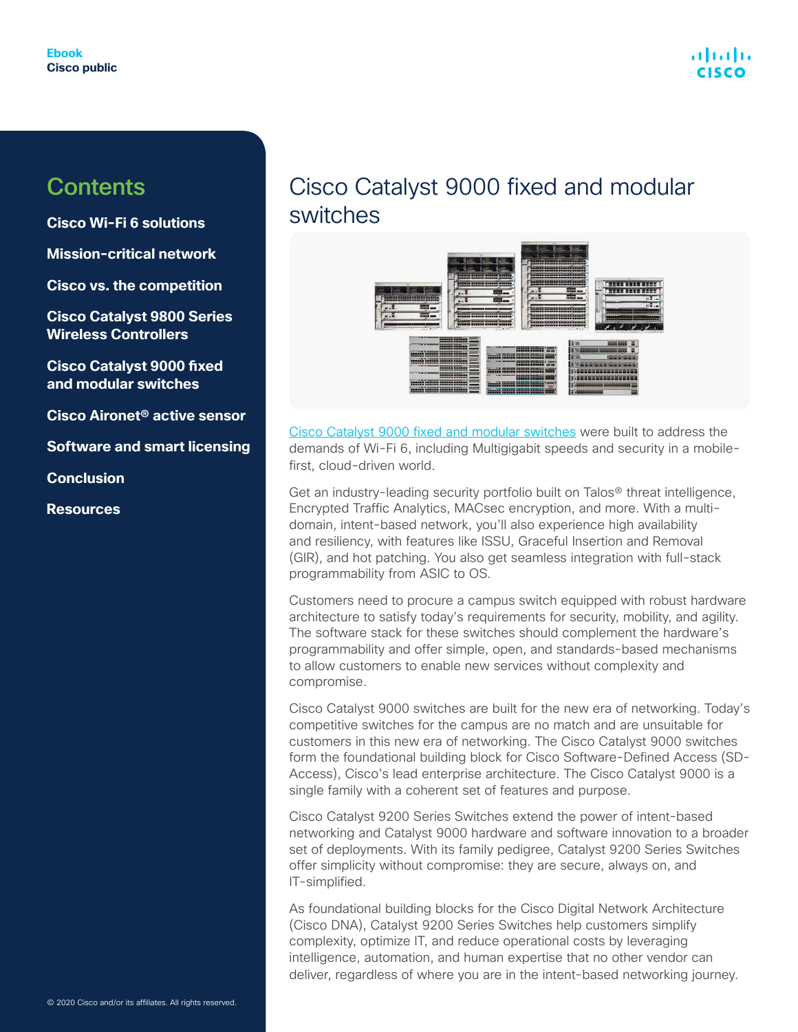# Cisco Catalyst 9000 fixed and modular switches

Cisco Catalyst 9000 fixed and modular switches were built to address the demands of Wi-Fi 6, including Multigigabit speeds and security in a mobile-first, cloud-driven world.

Get an industry-leading security portfolio built on Talos® threat intelligence, Encrypted Traffic Analytics, MACsec encryption, and more. With a multi-domain, intent-based network, you'll also experience high availability and resiliency, with features like ISSU, Graceful Insertion and Removal (GIR), and hot patching. You also get seamless integration with full-stack programmability from ASIC to OS.

Customers need to procure a campus switch equipped with robust hardware architecture to satisfy today's requirements for security, mobility, and agility. The software stack for these switches should complement the hardware's programmability and offer simple, open, and standards-based mechanisms to allow customers to enable new services without complexity and compromise.

Cisco Catalyst 9000 switches are built for the new era of networking. Today's competitive switches for the campus are no match and are unsuitable for customers in this new era of networking. The Cisco Catalyst 9000 switches form the foundational building block for Cisco Software-Defined Access (SD-Access), Cisco's lead enterprise architecture. The Cisco Catalyst 9000 is a single family with a coherent set of features and purpose.

Cisco Catalyst 9200 Series Switches extend the power of intent-based networking and Catalyst 9000 hardware and software innovation to a broader set of deployments. With its family pedigree, Catalyst 9200 Series Switches offer simplicity without compromise: they are secure, always on, and IT-simplified.

As foundational building blocks for the Cisco Digital Network Architecture (Cisco DNA), Catalyst 9200 Series Switches help customers simplify complexity, optimize IT, and reduce operational costs by leveraging intelligence, automation, and human expertise that no other vendor can deliver, regardless of where you are in the intent-based networking journey.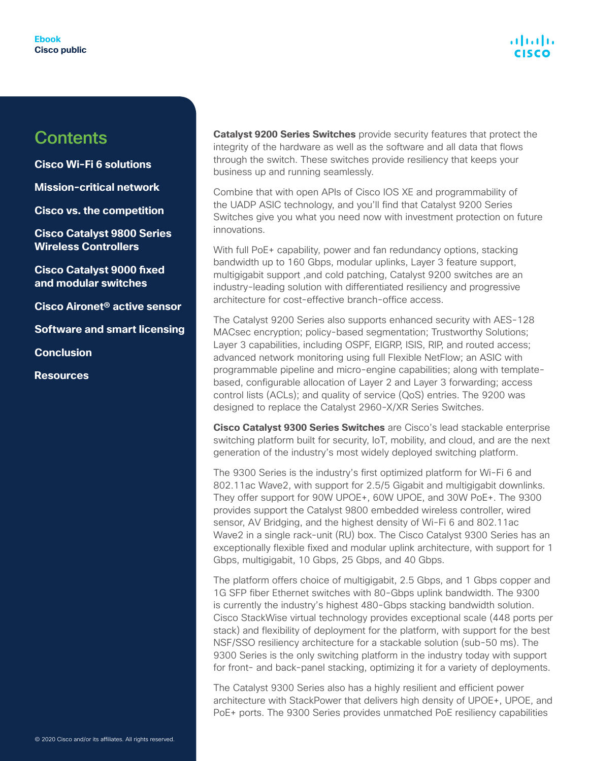**Catalyst 9200 Series Switches** provide security features that protect the integrity of the hardware as well as the software and all data that flows through the switch. These switches provide resiliency that keeps your business up and running seamlessly.

Combine that with open APIs of Cisco IOS XE and programmability of the UADP ASIC technology, and you'll find that Catalyst 9200 Series Switches give you what you need now with investment protection on future innovations.

With full PoE+ capability, power and fan redundancy options, stacking bandwidth up to 160 Gbps, modular uplinks, Layer 3 feature support, multigigabit support ,and cold patching, Catalyst 9200 switches are an industry-leading solution with differentiated resiliency and progressive architecture for cost-effective branch-office access.

The Catalyst 9200 Series also supports enhanced security with AES-128 MACsec encryption; policy-based segmentation; Trustworthy Solutions; Layer 3 capabilities, including OSPF, EIGRP, ISIS, RIP, and routed access; advanced network monitoring using full Flexible NetFlow; an ASIC with programmable pipeline and micro-engine capabilities; along with template-based, configurable allocation of Layer 2 and Layer 3 forwarding; access control lists (ACLs); and quality of service (QoS) entries. The 9200 was designed to replace the Catalyst 2960-X/XR Series Switches.

**Cisco Catalyst 9300 Series Switches** are Cisco's lead stackable enterprise switching platform built for security, IoT, mobility, and cloud, and are the next generation of the industry's most widely deployed switching platform.

The 9300 Series is the industry's first optimized platform for Wi-Fi 6 and 802.11ac Wave2, with support for 2.5/5 Gigabit and multigigabit downlinks. They offer support for 90W UPOE+, 60W UPOE, and 30W PoE+. The 9300 provides support the Catalyst 9800 embedded wireless controller, wired sensor, AV Bridging, and the highest density of Wi-Fi 6 and 802.11ac Wave2 in a single rack-unit (RU) box. The Cisco Catalyst 9300 Series has an exceptionally flexible fixed and modular uplink architecture, with support for 1 Gbps, multigigabit, 10 Gbps, 25 Gbps, and 40 Gbps.

The platform offers choice of multigigabit, 2.5 Gbps, and 1 Gbps copper and 1G SFP fiber Ethernet switches with 80-Gbps uplink bandwidth. The 9300 is currently the industry's highest 480-Gbps stacking bandwidth solution. Cisco StackWise virtual technology provides exceptional scale (448 ports per stack) and flexibility of deployment for the platform, with support for the best NSF/SSO resiliency architecture for a stackable solution (sub-50 ms). The 9300 Series is the only switching platform in the industry today with support for front- and back-panel stacking, optimizing it for a variety of deployments.

The Catalyst 9300 Series also has a highly resilient and efficient power architecture with StackPower that delivers high density of UPOE+, UPOE, and PoE+ ports. The 9300 Series provides unmatched PoE resiliency capabilities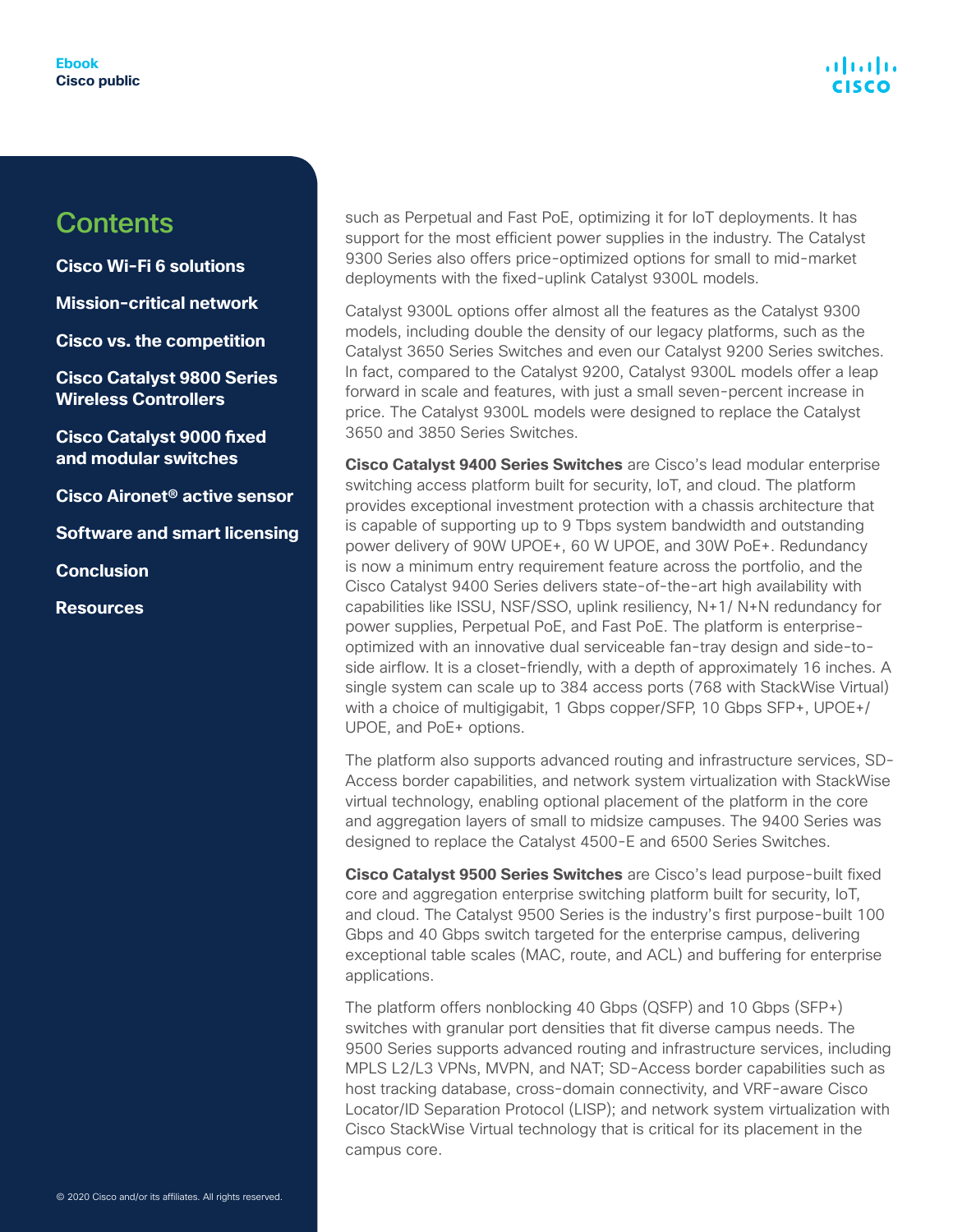such as Perpetual and Fast PoE, optimizing it for IoT deployments. It has support for the most efficient power supplies in the industry. The Catalyst 9300 Series also offers price-optimized options for small to mid-market deployments with the fixed-uplink Catalyst 9300L models.

Catalyst 9300L options offer almost all the features as the Catalyst 9300 models, including double the density of our legacy platforms, such as the Catalyst 3650 Series Switches and even our Catalyst 9200 Series switches. In fact, compared to the Catalyst 9200, Catalyst 9300L models offer a leap forward in scale and features, with just a small seven-percent increase in price. The Catalyst 9300L models were designed to replace the Catalyst 3650 and 3850 Series Switches.

**Cisco Catalyst 9400 Series Switches** are Cisco's lead modular enterprise switching access platform built for security, IoT, and cloud. The platform provides exceptional investment protection with a chassis architecture that is capable of supporting up to 9 Tbps system bandwidth and outstanding power delivery of 90W UPOE+, 60 W UPOE, and 30W PoE+. Redundancy is now a minimum entry requirement feature across the portfolio, and the Cisco Catalyst 9400 Series delivers state-of-the-art high availability with capabilities like ISSU, NSF/SSO, uplink resiliency, N+1/ N+N redundancy for power supplies, Perpetual PoE, and Fast PoE. The platform is enterprise-optimized with an innovative dual serviceable fan-tray design and side-to-side airflow. It is a closet-friendly, with a depth of approximately 16 inches. A single system can scale up to 384 access ports (768 with StackWise Virtual) with a choice of multigigabit, 1 Gbps copper/SFP, 10 Gbps SFP+, UPOE+/ UPOE, and PoE+ options.

The platform also supports advanced routing and infrastructure services, SD-Access border capabilities, and network system virtualization with StackWise virtual technology, enabling optional placement of the platform in the core and aggregation layers of small to midsize campuses. The 9400 Series was designed to replace the Catalyst 4500-E and 6500 Series Switches.

**Cisco Catalyst 9500 Series Switches** are Cisco's lead purpose-built fixed core and aggregation enterprise switching platform built for security, IoT, and cloud. The Catalyst 9500 Series is the industry's first purpose-built 100 Gbps and 40 Gbps switch targeted for the enterprise campus, delivering exceptional table scales (MAC, route, and ACL) and buffering for enterprise applications.

The platform offers nonblocking 40 Gbps (QSFP) and 10 Gbps (SFP+) switches with granular port densities that fit diverse campus needs. The 9500 Series supports advanced routing and infrastructure services, including MPLS L2/L3 VPNs, MVPN, and NAT; SD-Access border capabilities such as host tracking database, cross-domain connectivity, and VRF-aware Cisco Locator/ID Separation Protocol (LISP); and network system virtualization with Cisco StackWise Virtual technology that is critical for its placement in the campus core.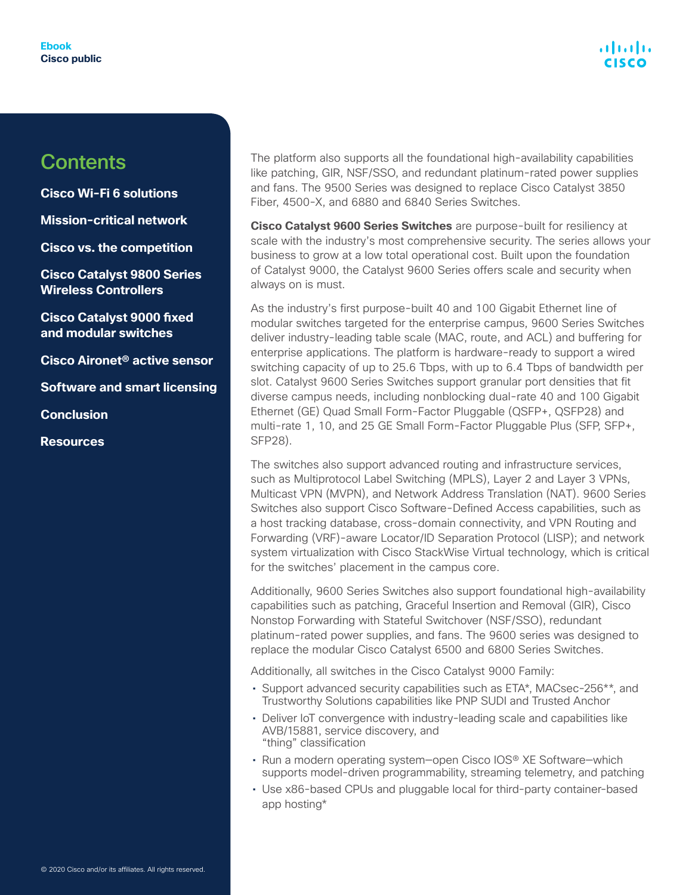The platform also supports all the foundational high-availability capabilities like patching, GIR, NSF/SSO, and redundant platinum-rated power supplies and fans. The 9500 Series was designed to replace Cisco Catalyst 3850 Fiber, 4500-X, and 6880 and 6840 Series Switches.

**Cisco Catalyst 9600 Series Switches** are purpose-built for resiliency at scale with the industry's most comprehensive security. The series allows your business to grow at a low total operational cost. Built upon the foundation of Catalyst 9000, the Catalyst 9600 Series offers scale and security when always on is must.

As the industry's first purpose-built 40 and 100 Gigabit Ethernet line of modular switches targeted for the enterprise campus, 9600 Series Switches deliver industry-leading table scale (MAC, route, and ACL) and buffering for enterprise applications. The platform is hardware-ready to support a wired switching capacity of up to 25.6 Tbps, with up to 6.4 Tbps of bandwidth per slot. Catalyst 9600 Series Switches support granular port densities that fit diverse campus needs, including nonblocking dual-rate 40 and 100 Gigabit Ethernet (GE) Quad Small Form-Factor Pluggable (QSFP+, QSFP28) and multi-rate 1, 10, and 25 GE Small Form-Factor Pluggable Plus (SFP, SFP+, SFP28).

The switches also support advanced routing and infrastructure services, such as Multiprotocol Label Switching (MPLS), Layer 2 and Layer 3 VPNs, Multicast VPN (MVPN), and Network Address Translation (NAT). 9600 Series Switches also support Cisco Software-Defined Access capabilities, such as a host tracking database, cross-domain connectivity, and VPN Routing and Forwarding (VRF)-aware Locator/ID Separation Protocol (LISP); and network system virtualization with Cisco StackWise Virtual technology, which is critical for the switches' placement in the campus core.

Additionally, 9600 Series Switches also support foundational high-availability capabilities such as patching, Graceful Insertion and Removal (GIR), Cisco Nonstop Forwarding with Stateful Switchover (NSF/SSO), redundant platinum-rated power supplies, and fans. The 9600 series was designed to replace the modular Cisco Catalyst 6500 and 6800 Series Switches.

Additionally, all switches in the Cisco Catalyst 9000 Family:

- Support advanced security capabilities such as ETA*, MACsec-256**, and Trustworthy Solutions capabilities like PNP SUDI and Trusted Anchor
- Deliver IoT convergence with industry-leading scale and capabilities like AVB/15881, service discovery, and "thing" classification
- Run a modern operating system—open Cisco IOS® XE Software—which supports model-driven programmability, streaming telemetry, and patching
- Use x86-based CPUs and pluggable local for third-party container-based app hosting*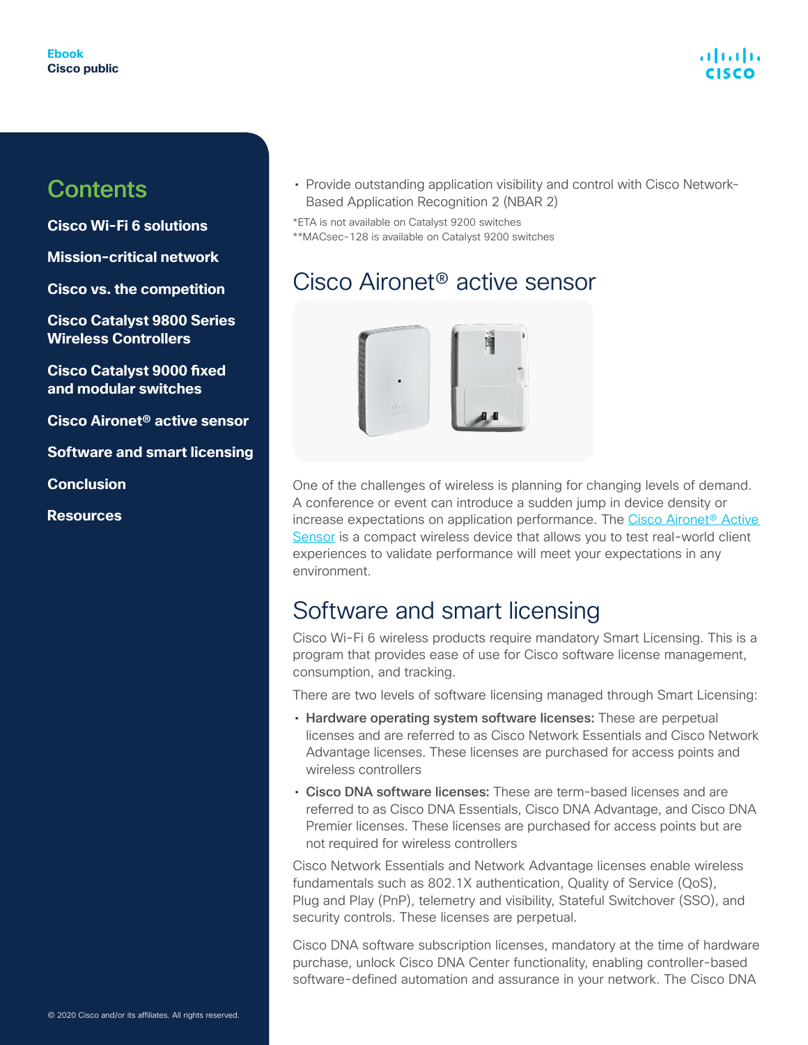- Provide outstanding application visibility and control with Cisco Network-Based Application Recognition 2 (NBAR 2)

*ETA is not available on Catalyst 9200 switches
**MACsec-128 is available on Catalyst 9200 switches

## Cisco Aironet® active sensor

One of the challenges of wireless is planning for changing levels of demand. A conference or event can introduce a sudden jump in device density or increase expectations on application performance. The Cisco Aironet® Active Sensor is a compact wireless device that allows you to test real-world client experiences to validate performance will meet your expectations in any environment.

## Software and smart licensing

Cisco Wi-Fi 6 wireless products require mandatory Smart Licensing. This is a program that provides ease of use for Cisco software license management, consumption, and tracking.

There are two levels of software licensing managed through Smart Licensing:

- **Hardware operating system software licenses:** These are perpetual licenses and are referred to as Cisco Network Essentials and Cisco Network Advantage licenses. These licenses are purchased for access points and wireless controllers
- **Cisco DNA software licenses:** These are term-based licenses and are referred to as Cisco DNA Essentials, Cisco DNA Advantage, and Cisco DNA Premier licenses. These licenses are purchased for access points but are not required for wireless controllers

Cisco Network Essentials and Network Advantage licenses enable wireless fundamentals such as 802.1X authentication, Quality of Service (QoS), Plug and Play (PnP), telemetry and visibility, Stateful Switchover (SSO), and security controls. These licenses are perpetual.

Cisco DNA software subscription licenses, mandatory at the time of hardware purchase, unlock Cisco DNA Center functionality, enabling controller-based software-defined automation and assurance in your network. The Cisco DNA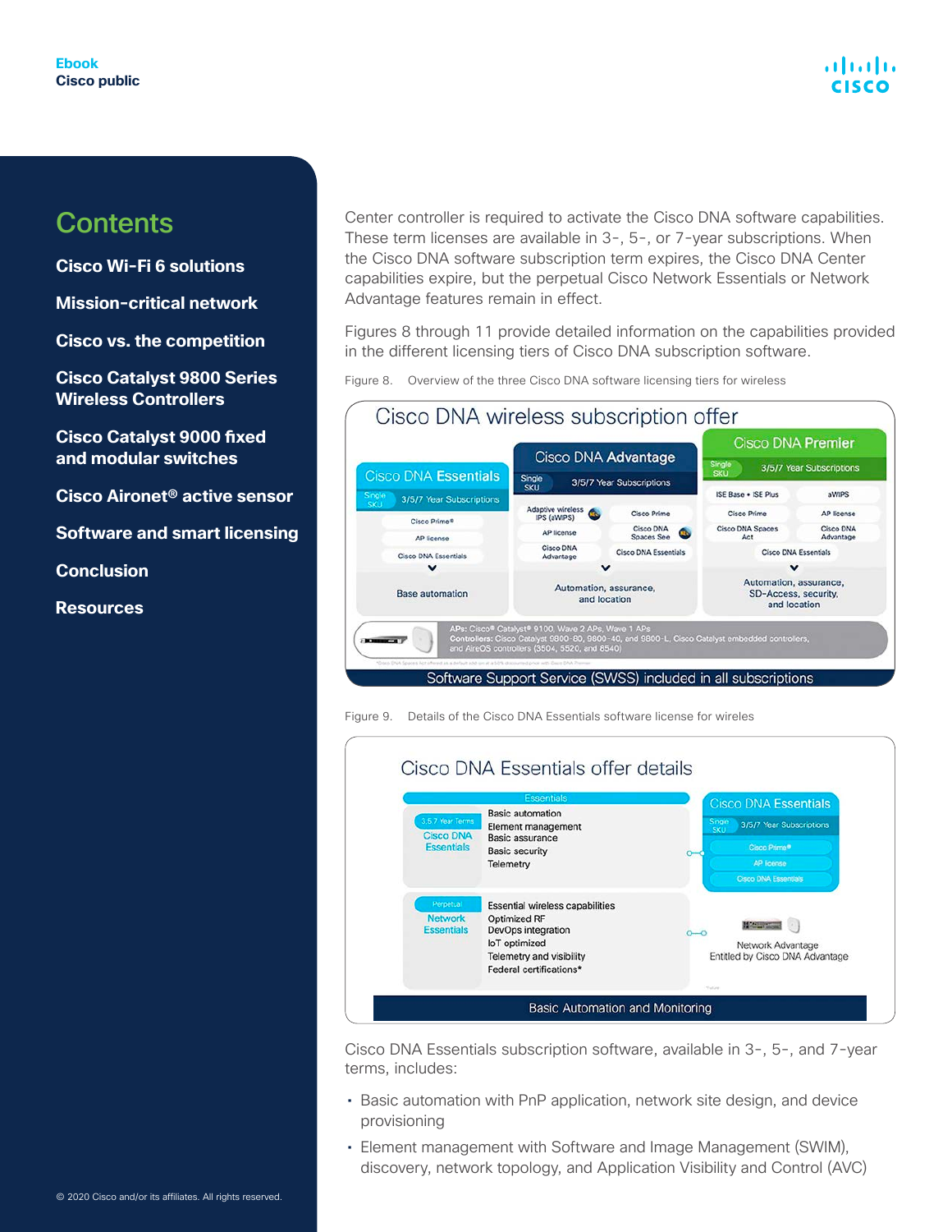Center controller is required to activate the Cisco DNA software capabilities. These term licenses are available in 3-, 5-, or 7-year subscriptions. When the Cisco DNA software subscription term expires, the Cisco DNA Center capabilities expire, but the perpetual Cisco Network Essentials or Network Advantage features remain in effect.

Figures 8 through 11 provide detailed information on the capabilities provided in the different licensing tiers of Cisco DNA subscription software.

Figure 8. Overview of the three Cisco DNA software licensing tiers for wireless

Cisco DNA wireless subscription offer

| Cisco DNA Essentials | Cisco DNA Advantage | Cisco DNA Premier |
|---|---|---|
| Single SKU – 3/5/7 Year Subscriptions | Single SKU – 3/5/7 Year Subscriptions | Single SKU – 3/5/7 Year Subscriptions |
| Cisco Prime® | Adaptive wireless IPS (aWIPS) | ISE Base + ISE Plus |
| AP license | Cisco Prime | aWIPS |
| Cisco DNA Essentials | AP license | Cisco Prime |
| | Cisco DNA Spaces See | AP license |
| | Cisco DNA Advantage | Cisco DNA Spaces Act |
| | Cisco DNA Essentials | Cisco DNA Advantage |
| | | Cisco DNA Essentials |
| Base automation | Automation, assurance, and location | Automation, assurance, SD-Access, security, and location |

APs: Cisco® Catalyst® 9100, Wave 2 APs, Wave 1 APs
Controllers: Cisco Catalyst 9800-80, 9800-40, and 9800-L, Cisco Catalyst embedded controllers, and AireOS controllers (3504, 5520, and 8540)

Software Support Service (SWSS) included in all subscriptions

Figure 9. Details of the Cisco DNA Essentials software license for wireles

Cisco DNA Essentials offer details

| Essentials | |
|---|---|
| 3,5,7 Year Terms – Cisco DNA Essentials | Basic automation<br>Element management<br>Basic assurance<br>Basic security<br>Telemetry |
| Perpetual – Network Essentials | Essential wireless capabilities<br>Optimized RF<br>DevOps integration<br>IoT optimized<br>Telemetry and visibility<br>Federal certifications* |

Cisco DNA Essentials: Single SKU – 3/5/7 Year Subscriptions; Cisco Prime®; AP license; Cisco DNA Essentials

Network Advantage
Entitled by Cisco DNA Advantage

Basic Automation and Monitoring

Cisco DNA Essentials subscription software, available in 3-, 5-, and 7-year terms, includes:

- Basic automation with PnP application, network site design, and device provisioning
- Element management with Software and Image Management (SWIM), discovery, network topology, and Application Visibility and Control (AVC)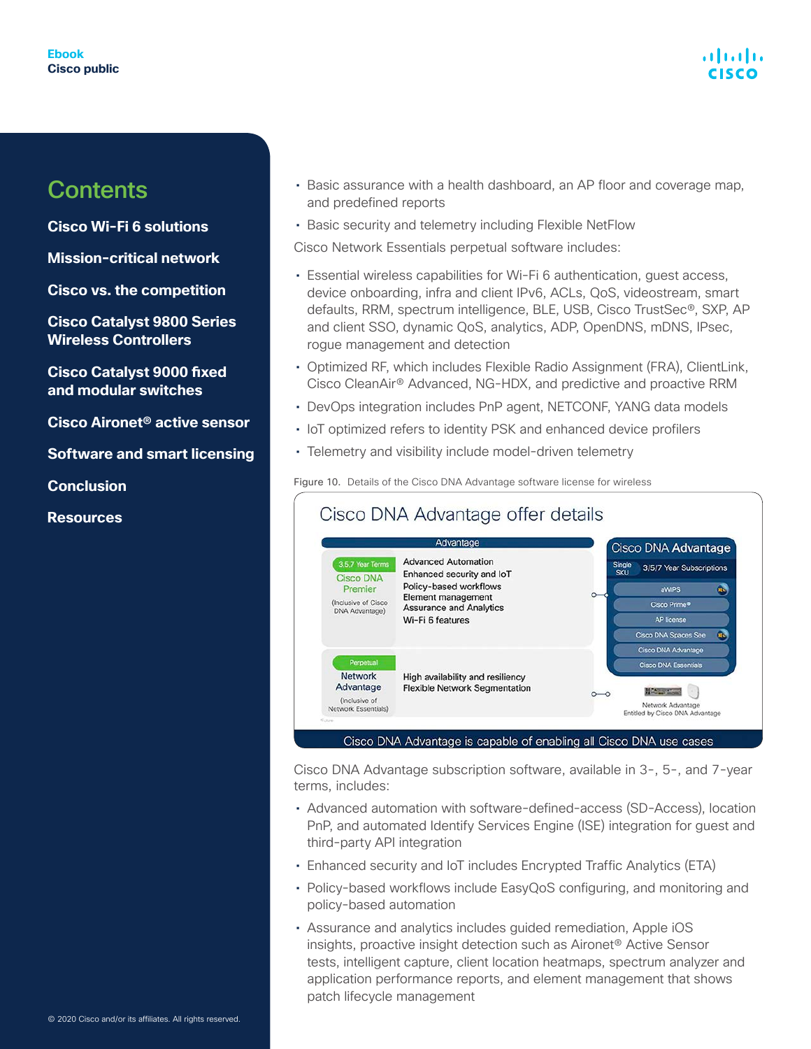- Basic assurance with a health dashboard, an AP floor and coverage map, and predefined reports
- Basic security and telemetry including Flexible NetFlow

Cisco Network Essentials perpetual software includes:

- Essential wireless capabilities for Wi-Fi 6 authentication, guest access, device onboarding, infra and client IPv6, ACLs, QoS, videostream, smart defaults, RRM, spectrum intelligence, BLE, USB, Cisco TrustSec®, SXP, AP and client SSO, dynamic QoS, analytics, ADP, OpenDNS, mDNS, IPsec, rogue management and detection
- Optimized RF, which includes Flexible Radio Assignment (FRA), ClientLink, Cisco CleanAir® Advanced, NG-HDX, and predictive and proactive RRM
- DevOps integration includes PnP agent, NETCONF, YANG data models
- IoT optimized refers to identity PSK and enhanced device profilers
- Telemetry and visibility include model-driven telemetry

Figure 10. Details of the Cisco DNA Advantage software license for wireless

**Cisco DNA Advantage offer details**

| Advantage | |
|---|---|
| 3,5,7 Year Terms — Cisco DNA Premier (Inclusive of Cisco DNA Advantage) | Advanced Automation; Enhanced security and IoT; Policy-based workflows; Element management; Assurance and Analytics; Wi-Fi 6 features |
| Perpetual — Network Advantage (Inclusive of Network Essentials) | High availability and resiliency; Flexible Network Segmentation |

Cisco DNA Advantage — Single SKU — 3/5/7 Year Subscriptions: aWIPS, Cisco Prime®, AP license, Cisco DNA Spaces See, Cisco DNA Advantage, Cisco DNA Essentials

Network Advantage Entitled by Cisco DNA Advantage

Cisco DNA Advantage is capable of enabling all Cisco DNA use cases

Cisco DNA Advantage subscription software, available in 3-, 5-, and 7-year terms, includes:

- Advanced automation with software-defined-access (SD-Access), location PnP, and automated Identify Services Engine (ISE) integration for guest and third-party API integration
- Enhanced security and IoT includes Encrypted Traffic Analytics (ETA)
- Policy-based workflows include EasyQoS configuring, and monitoring and policy-based automation
- Assurance and analytics includes guided remediation, Apple iOS insights, proactive insight detection such as Aironet® Active Sensor tests, intelligent capture, client location heatmaps, spectrum analyzer and application performance reports, and element management that shows patch lifecycle management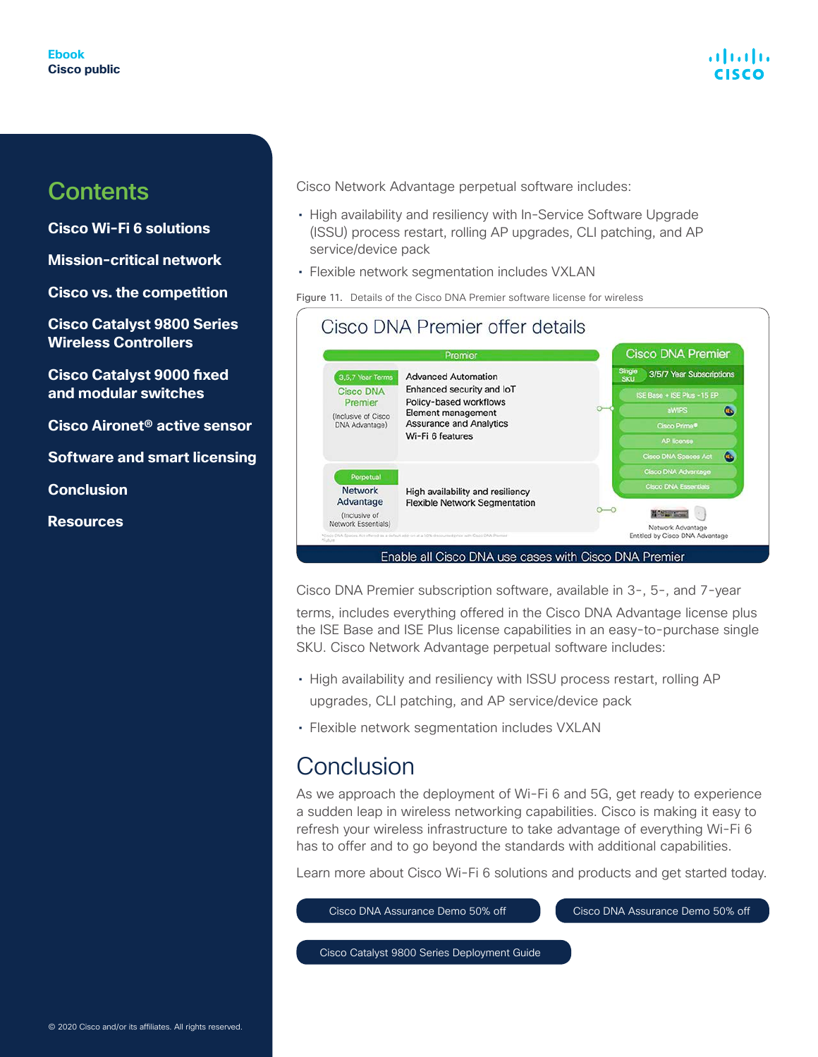Cisco Network Advantage perpetual software includes:

- High availability and resiliency with In-Service Software Upgrade (ISSU) process restart, rolling AP upgrades, CLI patching, and AP service/device pack
- Flexible network segmentation includes VXLAN

Figure 11. Details of the Cisco DNA Premier software license for wireless

Cisco DNA Premier subscription software, available in 3-, 5-, and 7-year terms, includes everything offered in the Cisco DNA Advantage license plus the ISE Base and ISE Plus license capabilities in an easy-to-purchase single SKU. Cisco Network Advantage perpetual software includes:

- High availability and resiliency with ISSU process restart, rolling AP upgrades, CLI patching, and AP service/device pack
- Flexible network segmentation includes VXLAN

# Conclusion

As we approach the deployment of Wi-Fi 6 and 5G, get ready to experience a sudden leap in wireless networking capabilities. Cisco is making it easy to refresh your wireless infrastructure to take advantage of everything Wi-Fi 6 has to offer and to go beyond the standards with additional capabilities.

Learn more about Cisco Wi-Fi 6 solutions and products and get started today.

Cisco DNA Assurance Demo 50% off

Cisco DNA Assurance Demo 50% off

Cisco Catalyst 9800 Series Deployment Guide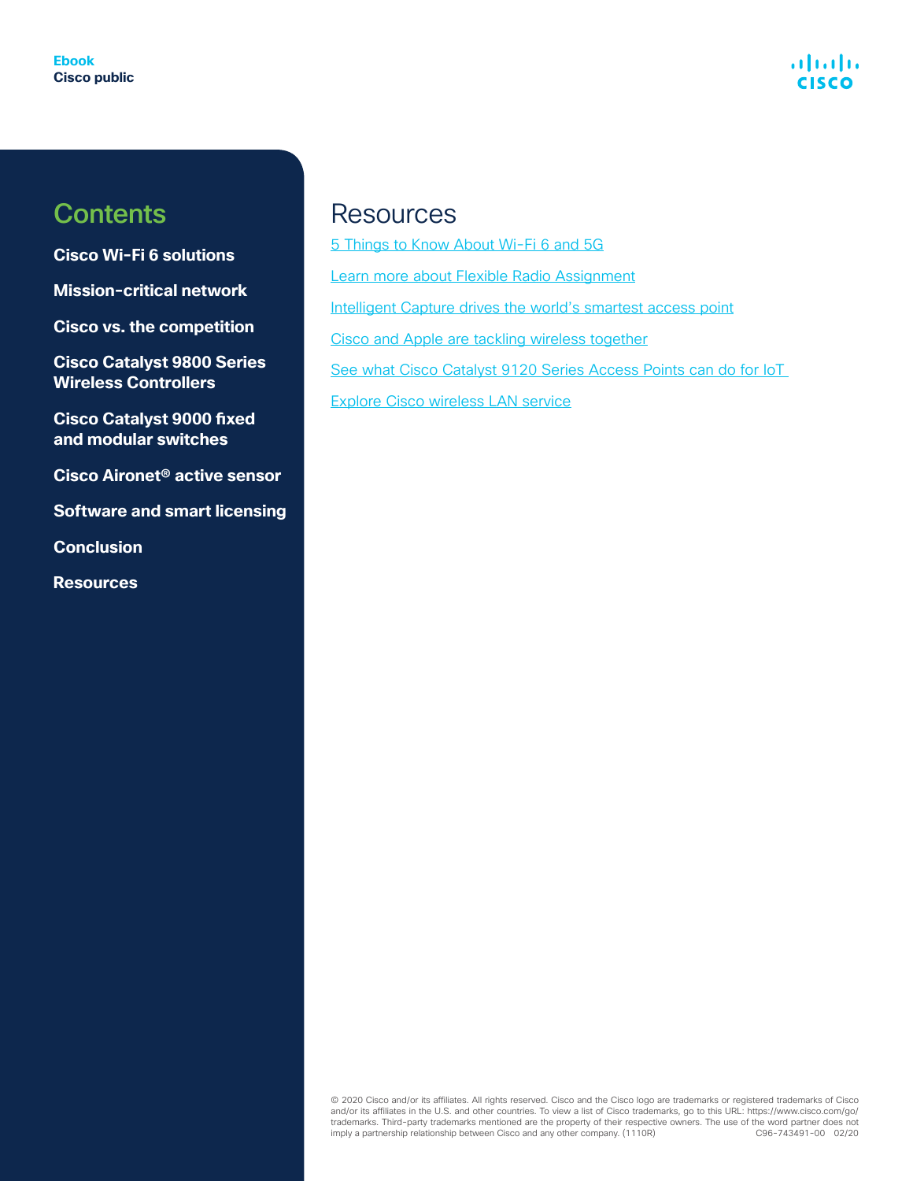Ebook
Cisco public

## Contents

**Cisco Wi-Fi 6 solutions**

**Mission-critical network**

**Cisco vs. the competition**

**Cisco Catalyst 9800 Series Wireless Controllers**

**Cisco Catalyst 9000 fixed and modular switches**

**Cisco Aironet® active sensor**

**Software and smart licensing**

**Conclusion**

**Resources**

# Resources

5 Things to Know About Wi-Fi 6 and 5G

Learn more about Flexible Radio Assignment

Intelligent Capture drives the world's smartest access point

Cisco and Apple are tackling wireless together

See what Cisco Catalyst 9120 Series Access Points can do for IoT

Explore Cisco wireless LAN service

© 2020 Cisco and/or its affiliates. All rights reserved. Cisco and the Cisco logo are trademarks or registered trademarks of Cisco and/or its affiliates in the U.S. and other countries. To view a list of Cisco trademarks, go to this URL: https://www.cisco.com/go/trademarks. Third-party trademarks mentioned are the property of their respective owners. The use of the word partner does not imply a partnership relationship between Cisco and any other company. (1110R) C96-743491-00 02/20